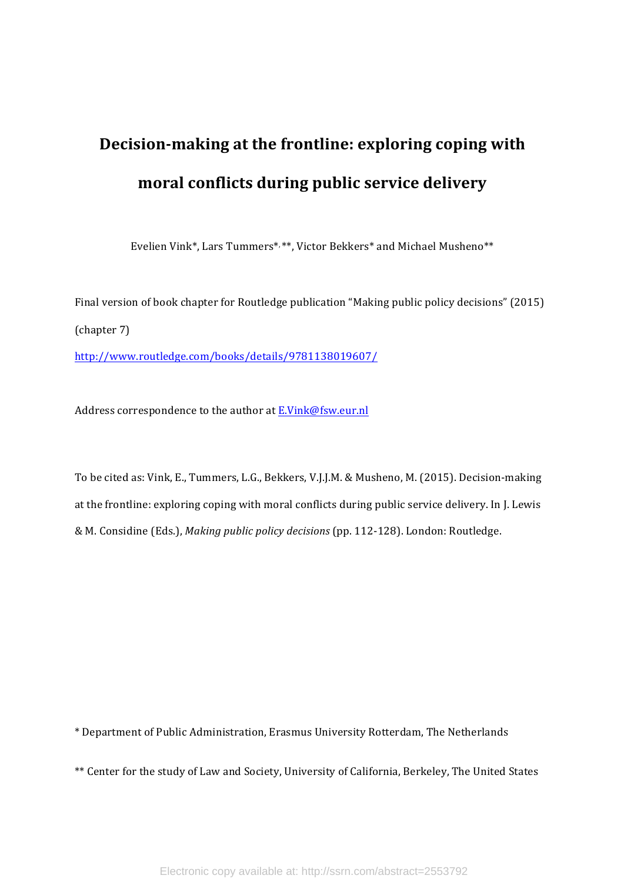# Decision-making at the frontline: exploring coping with moral conflicts during public service delivery

Evelien Vink*, Lars Tummers*, **, Victor Bekkers* and Michael Musheno**

Final version of book chapter for Routledge publication "Making public policy decisions" (2015) (chapter 7)

http://www.routledge.com/books/details/9781138019607/

Address correspondence to the author at E.Vink@fsw.eur.nl

To be cited as: Vink, E., Tummers, L.G., Bekkers, V.J.J.M. & Musheno, M. (2015). Decision-making at the frontline: exploring coping with moral conflicts during public service delivery. In J. Lewis & M. Considine (Eds.), *Making public policy decisions* (pp. 112-128). London: Routledge.

* Department of Public Administration, Erasmus University Rotterdam, The Netherlands

** Center for the study of Law and Society, University of California, Berkeley, The United States

Electronic copy available at: http://ssrn.com/abstract=2553792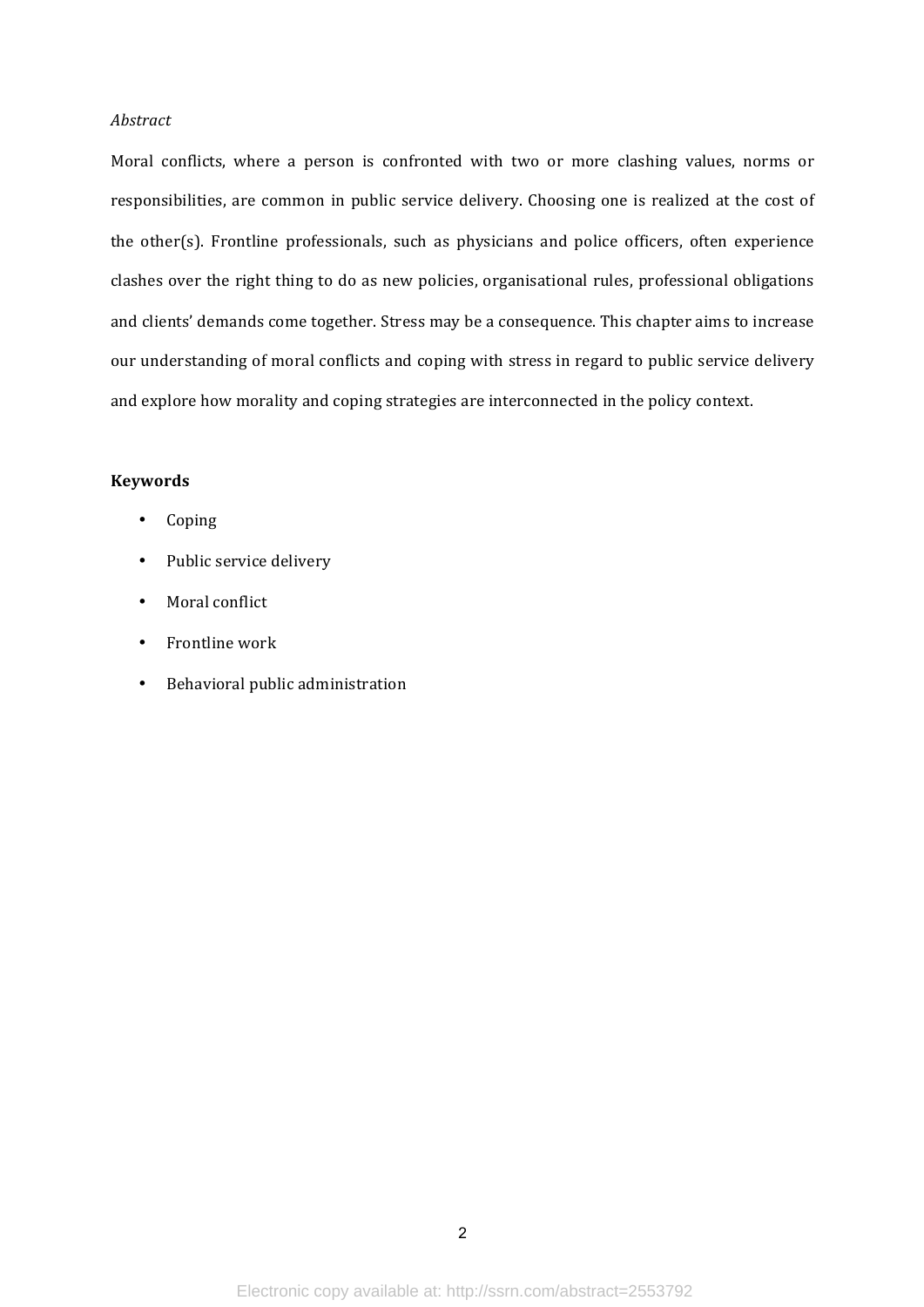*Abstract*

Moral conflicts, where a person is confronted with two or more clashing values, norms or responsibilities, are common in public service delivery. Choosing one is realized at the cost of the other(s). Frontline professionals, such as physicians and police officers, often experience clashes over the right thing to do as new policies, organisational rules, professional obligations and clients' demands come together. Stress may be a consequence. This chapter aims to increase our understanding of moral conflicts and coping with stress in regard to public service delivery and explore how morality and coping strategies are interconnected in the policy context.

**Keywords**

- Coping
- Public service delivery
- Moral conflict
- Frontline work
- Behavioral public administration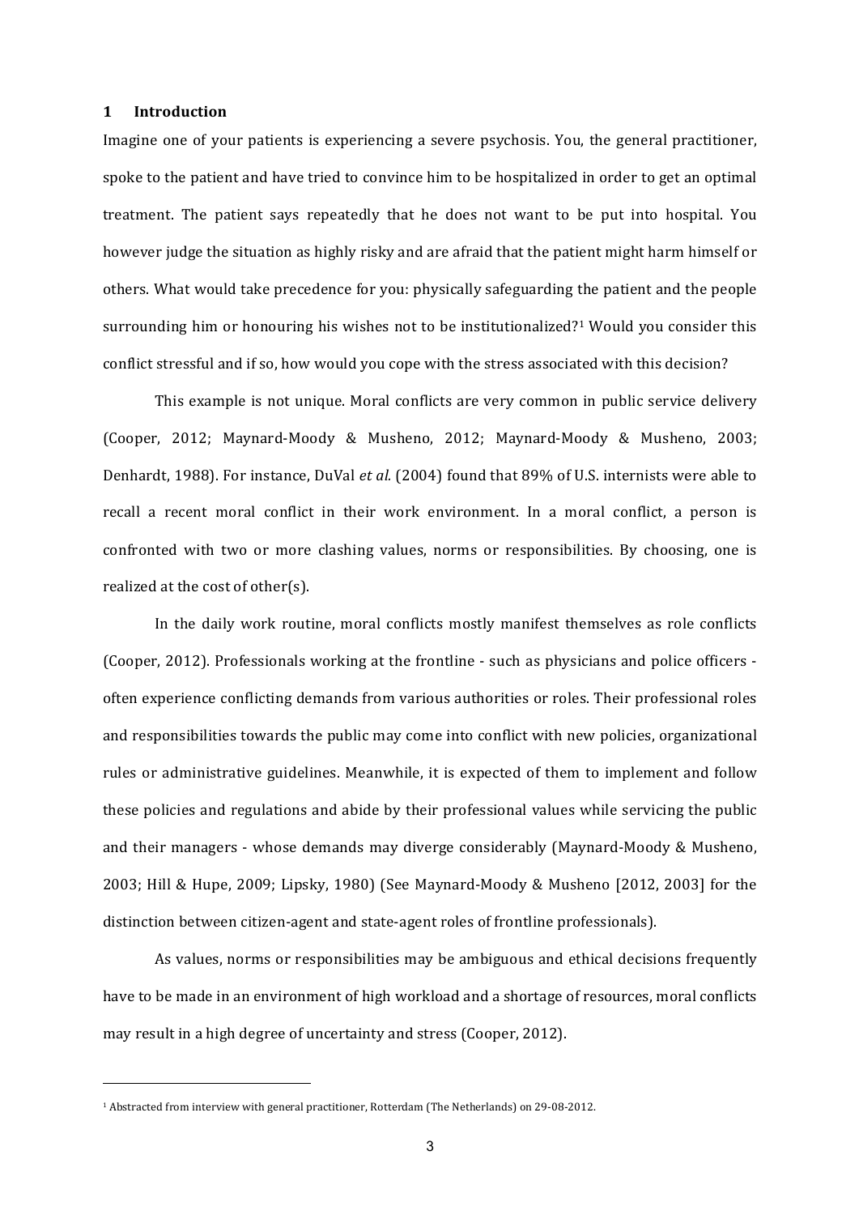## 1 Introduction

Imagine one of your patients is experiencing a severe psychosis. You, the general practitioner, spoke to the patient and have tried to convince him to be hospitalized in order to get an optimal treatment. The patient says repeatedly that he does not want to be put into hospital. You however judge the situation as highly risky and are afraid that the patient might harm himself or others. What would take precedence for you: physically safeguarding the patient and the people surrounding him or honouring his wishes not to be institutionalized?[1] Would you consider this conflict stressful and if so, how would you cope with the stress associated with this decision?

This example is not unique. Moral conflicts are very common in public service delivery (Cooper, 2012; Maynard-Moody & Musheno, 2012; Maynard-Moody & Musheno, 2003; Denhardt, 1988). For instance, DuVal *et al.* (2004) found that 89% of U.S. internists were able to recall a recent moral conflict in their work environment. In a moral conflict, a person is confronted with two or more clashing values, norms or responsibilities. By choosing, one is realized at the cost of other(s).

In the daily work routine, moral conflicts mostly manifest themselves as role conflicts (Cooper, 2012). Professionals working at the frontline - such as physicians and police officers - often experience conflicting demands from various authorities or roles. Their professional roles and responsibilities towards the public may come into conflict with new policies, organizational rules or administrative guidelines. Meanwhile, it is expected of them to implement and follow these policies and regulations and abide by their professional values while servicing the public and their managers - whose demands may diverge considerably (Maynard-Moody & Musheno, 2003; Hill & Hupe, 2009; Lipsky, 1980) (See Maynard-Moody & Musheno [2012, 2003] for the distinction between citizen-agent and state-agent roles of frontline professionals).

As values, norms or responsibilities may be ambiguous and ethical decisions frequently have to be made in an environment of high workload and a shortage of resources, moral conflicts may result in a high degree of uncertainty and stress (Cooper, 2012).

[1] Abstracted from interview with general practitioner, Rotterdam (The Netherlands) on 29-08-2012.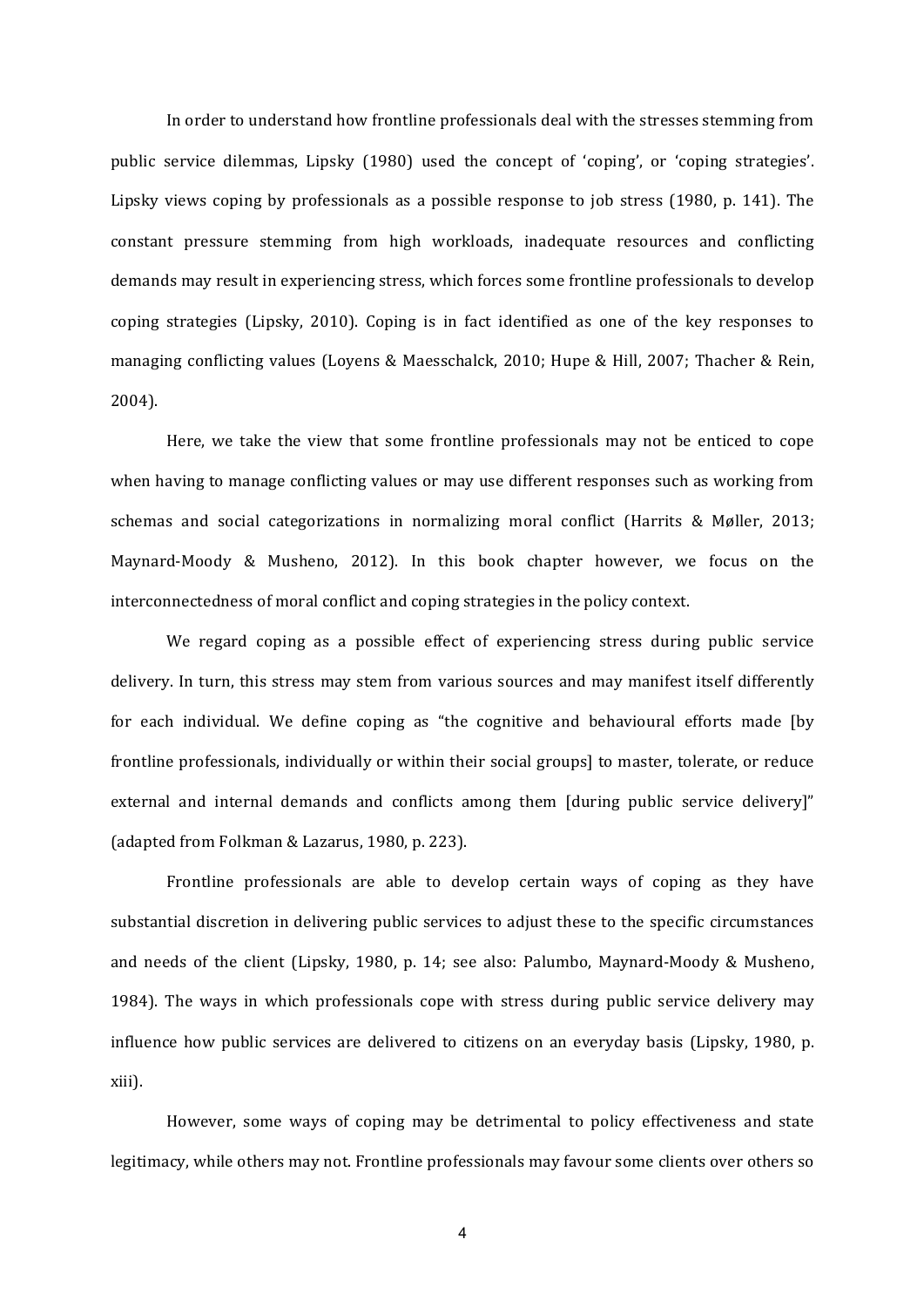In order to understand how frontline professionals deal with the stresses stemming from public service dilemmas, Lipsky (1980) used the concept of 'coping', or 'coping strategies'. Lipsky views coping by professionals as a possible response to job stress (1980, p. 141). The constant pressure stemming from high workloads, inadequate resources and conflicting demands may result in experiencing stress, which forces some frontline professionals to develop coping strategies (Lipsky, 2010). Coping is in fact identified as one of the key responses to managing conflicting values (Loyens & Maesschalck, 2010; Hupe & Hill, 2007; Thacher & Rein, 2004).

Here, we take the view that some frontline professionals may not be enticed to cope when having to manage conflicting values or may use different responses such as working from schemas and social categorizations in normalizing moral conflict (Harrits & Møller, 2013; Maynard-Moody & Musheno, 2012). In this book chapter however, we focus on the interconnectedness of moral conflict and coping strategies in the policy context.

We regard coping as a possible effect of experiencing stress during public service delivery. In turn, this stress may stem from various sources and may manifest itself differently for each individual. We define coping as "the cognitive and behavioural efforts made [by frontline professionals, individually or within their social groups] to master, tolerate, or reduce external and internal demands and conflicts among them [during public service delivery]" (adapted from Folkman & Lazarus, 1980, p. 223).

Frontline professionals are able to develop certain ways of coping as they have substantial discretion in delivering public services to adjust these to the specific circumstances and needs of the client (Lipsky, 1980, p. 14; see also: Palumbo, Maynard-Moody & Musheno, 1984). The ways in which professionals cope with stress during public service delivery may influence how public services are delivered to citizens on an everyday basis (Lipsky, 1980, p. xiii).

However, some ways of coping may be detrimental to policy effectiveness and state legitimacy, while others may not. Frontline professionals may favour some clients over others so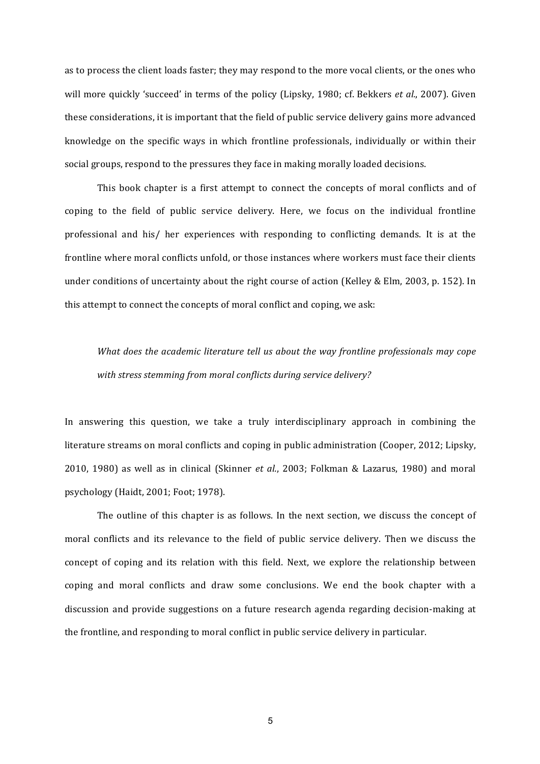as to process the client loads faster; they may respond to the more vocal clients, or the ones who will more quickly 'succeed' in terms of the policy (Lipsky, 1980; cf. Bekkers *et al.*, 2007). Given these considerations, it is important that the field of public service delivery gains more advanced knowledge on the specific ways in which frontline professionals, individually or within their social groups, respond to the pressures they face in making morally loaded decisions.

This book chapter is a first attempt to connect the concepts of moral conflicts and of coping to the field of public service delivery. Here, we focus on the individual frontline professional and his/ her experiences with responding to conflicting demands. It is at the frontline where moral conflicts unfold, or those instances where workers must face their clients under conditions of uncertainty about the right course of action (Kelley & Elm, 2003, p. 152). In this attempt to connect the concepts of moral conflict and coping, we ask:

> *What does the academic literature tell us about the way frontline professionals may cope with stress stemming from moral conflicts during service delivery?*

In answering this question, we take a truly interdisciplinary approach in combining the literature streams on moral conflicts and coping in public administration (Cooper, 2012; Lipsky, 2010, 1980) as well as in clinical (Skinner *et al.*, 2003; Folkman & Lazarus, 1980) and moral psychology (Haidt, 2001; Foot; 1978).

The outline of this chapter is as follows. In the next section, we discuss the concept of moral conflicts and its relevance to the field of public service delivery. Then we discuss the concept of coping and its relation with this field. Next, we explore the relationship between coping and moral conflicts and draw some conclusions. We end the book chapter with a discussion and provide suggestions on a future research agenda regarding decision-making at the frontline, and responding to moral conflict in public service delivery in particular.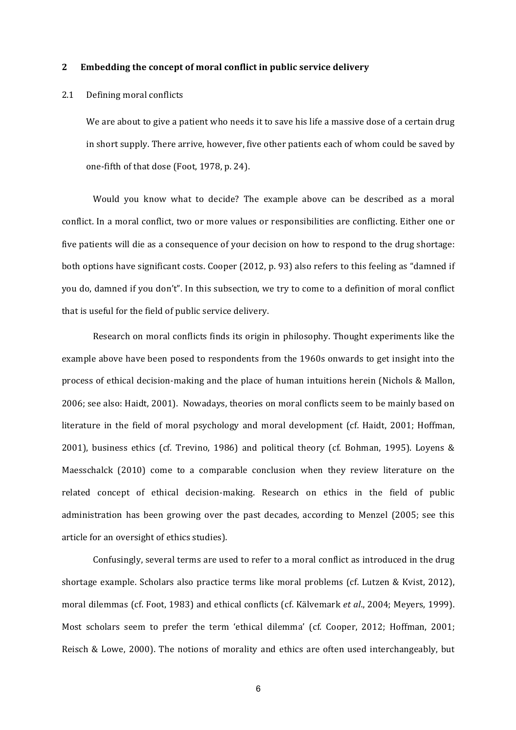## 2 Embedding the concept of moral conflict in public service delivery

### 2.1 Defining moral conflicts

> We are about to give a patient who needs it to save his life a massive dose of a certain drug in short supply. There arrive, however, five other patients each of whom could be saved by one-fifth of that dose (Foot, 1978, p. 24).

Would you know what to decide? The example above can be described as a moral conflict. In a moral conflict, two or more values or responsibilities are conflicting. Either one or five patients will die as a consequence of your decision on how to respond to the drug shortage: both options have significant costs. Cooper (2012, p. 93) also refers to this feeling as "damned if you do, damned if you don't". In this subsection, we try to come to a definition of moral conflict that is useful for the field of public service delivery.

Research on moral conflicts finds its origin in philosophy. Thought experiments like the example above have been posed to respondents from the 1960s onwards to get insight into the process of ethical decision-making and the place of human intuitions herein (Nichols & Mallon, 2006; see also: Haidt, 2001). Nowadays, theories on moral conflicts seem to be mainly based on literature in the field of moral psychology and moral development (cf. Haidt, 2001; Hoffman, 2001), business ethics (cf. Trevino, 1986) and political theory (cf. Bohman, 1995). Loyens & Maesschalck (2010) come to a comparable conclusion when they review literature on the related concept of ethical decision-making. Research on ethics in the field of public administration has been growing over the past decades, according to Menzel (2005; see this article for an oversight of ethics studies).

Confusingly, several terms are used to refer to a moral conflict as introduced in the drug shortage example. Scholars also practice terms like moral problems (cf. Lutzen & Kvist, 2012), moral dilemmas (cf. Foot, 1983) and ethical conflicts (cf. Kälvemark *et al*., 2004; Meyers, 1999). Most scholars seem to prefer the term 'ethical dilemma' (cf. Cooper, 2012; Hoffman, 2001; Reisch & Lowe, 2000). The notions of morality and ethics are often used interchangeably, but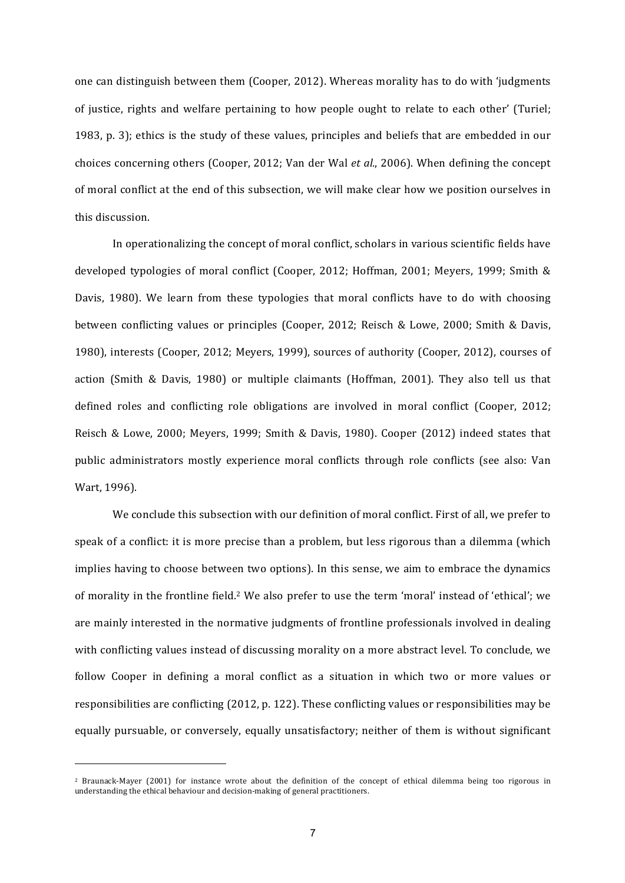one can distinguish between them (Cooper, 2012). Whereas morality has to do with 'judgments of justice, rights and welfare pertaining to how people ought to relate to each other' (Turiel; 1983, p. 3); ethics is the study of these values, principles and beliefs that are embedded in our choices concerning others (Cooper, 2012; Van der Wal *et al.*, 2006). When defining the concept of moral conflict at the end of this subsection, we will make clear how we position ourselves in this discussion.

In operationalizing the concept of moral conflict, scholars in various scientific fields have developed typologies of moral conflict (Cooper, 2012; Hoffman, 2001; Meyers, 1999; Smith & Davis, 1980). We learn from these typologies that moral conflicts have to do with choosing between conflicting values or principles (Cooper, 2012; Reisch & Lowe, 2000; Smith & Davis, 1980), interests (Cooper, 2012; Meyers, 1999), sources of authority (Cooper, 2012), courses of action (Smith & Davis, 1980) or multiple claimants (Hoffman, 2001). They also tell us that defined roles and conflicting role obligations are involved in moral conflict (Cooper, 2012; Reisch & Lowe, 2000; Meyers, 1999; Smith & Davis, 1980). Cooper (2012) indeed states that public administrators mostly experience moral conflicts through role conflicts (see also: Van Wart, 1996).

We conclude this subsection with our definition of moral conflict. First of all, we prefer to speak of a conflict: it is more precise than a problem, but less rigorous than a dilemma (which implies having to choose between two options). In this sense, we aim to embrace the dynamics of morality in the frontline field.[2] We also prefer to use the term 'moral' instead of 'ethical'; we are mainly interested in the normative judgments of frontline professionals involved in dealing with conflicting values instead of discussing morality on a more abstract level. To conclude, we follow Cooper in defining a moral conflict as a situation in which two or more values or responsibilities are conflicting (2012, p. 122). These conflicting values or responsibilities may be equally pursuable, or conversely, equally unsatisfactory; neither of them is without significant

[2] Braunack-Mayer (2001) for instance wrote about the definition of the concept of ethical dilemma being too rigorous in understanding the ethical behaviour and decision-making of general practitioners.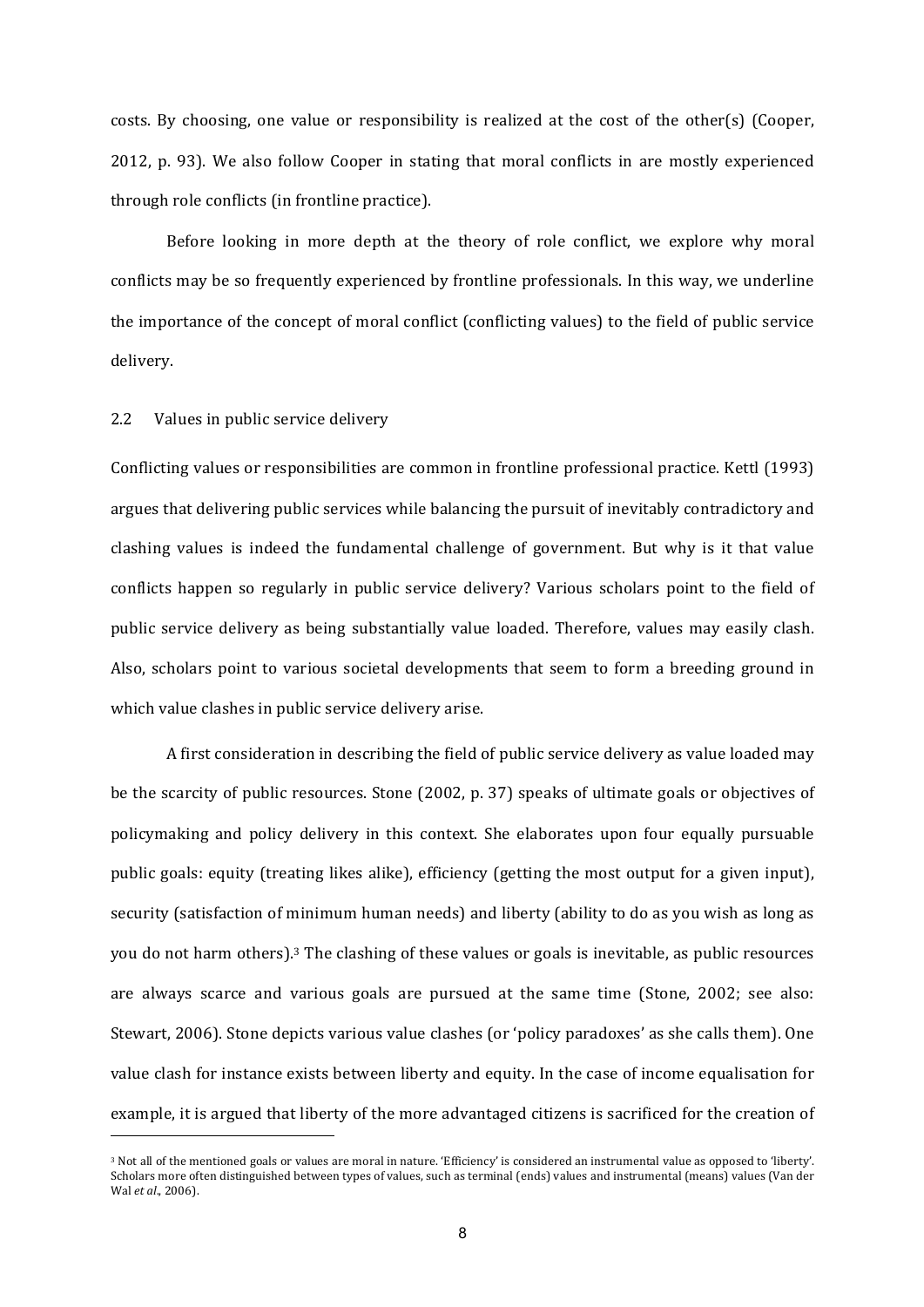costs. By choosing, one value or responsibility is realized at the cost of the other(s) (Cooper, 2012, p. 93). We also follow Cooper in stating that moral conflicts in are mostly experienced through role conflicts (in frontline practice).

Before looking in more depth at the theory of role conflict, we explore why moral conflicts may be so frequently experienced by frontline professionals. In this way, we underline the importance of the concept of moral conflict (conflicting values) to the field of public service delivery.

## 2.2 Values in public service delivery

Conflicting values or responsibilities are common in frontline professional practice. Kettl (1993) argues that delivering public services while balancing the pursuit of inevitably contradictory and clashing values is indeed the fundamental challenge of government. But why is it that value conflicts happen so regularly in public service delivery? Various scholars point to the field of public service delivery as being substantially value loaded. Therefore, values may easily clash. Also, scholars point to various societal developments that seem to form a breeding ground in which value clashes in public service delivery arise.

A first consideration in describing the field of public service delivery as value loaded may be the scarcity of public resources. Stone (2002, p. 37) speaks of ultimate goals or objectives of policymaking and policy delivery in this context. She elaborates upon four equally pursuable public goals: equity (treating likes alike), efficiency (getting the most output for a given input), security (satisfaction of minimum human needs) and liberty (ability to do as you wish as long as you do not harm others).[3] The clashing of these values or goals is inevitable, as public resources are always scarce and various goals are pursued at the same time (Stone, 2002; see also: Stewart, 2006). Stone depicts various value clashes (or 'policy paradoxes' as she calls them). One value clash for instance exists between liberty and equity. In the case of income equalisation for example, it is argued that liberty of the more advantaged citizens is sacrificed for the creation of

[3] Not all of the mentioned goals or values are moral in nature. 'Efficiency' is considered an instrumental value as opposed to 'liberty'. Scholars more often distinguished between types of values, such as terminal (ends) values and instrumental (means) values (Van der Wal *et al.*, 2006).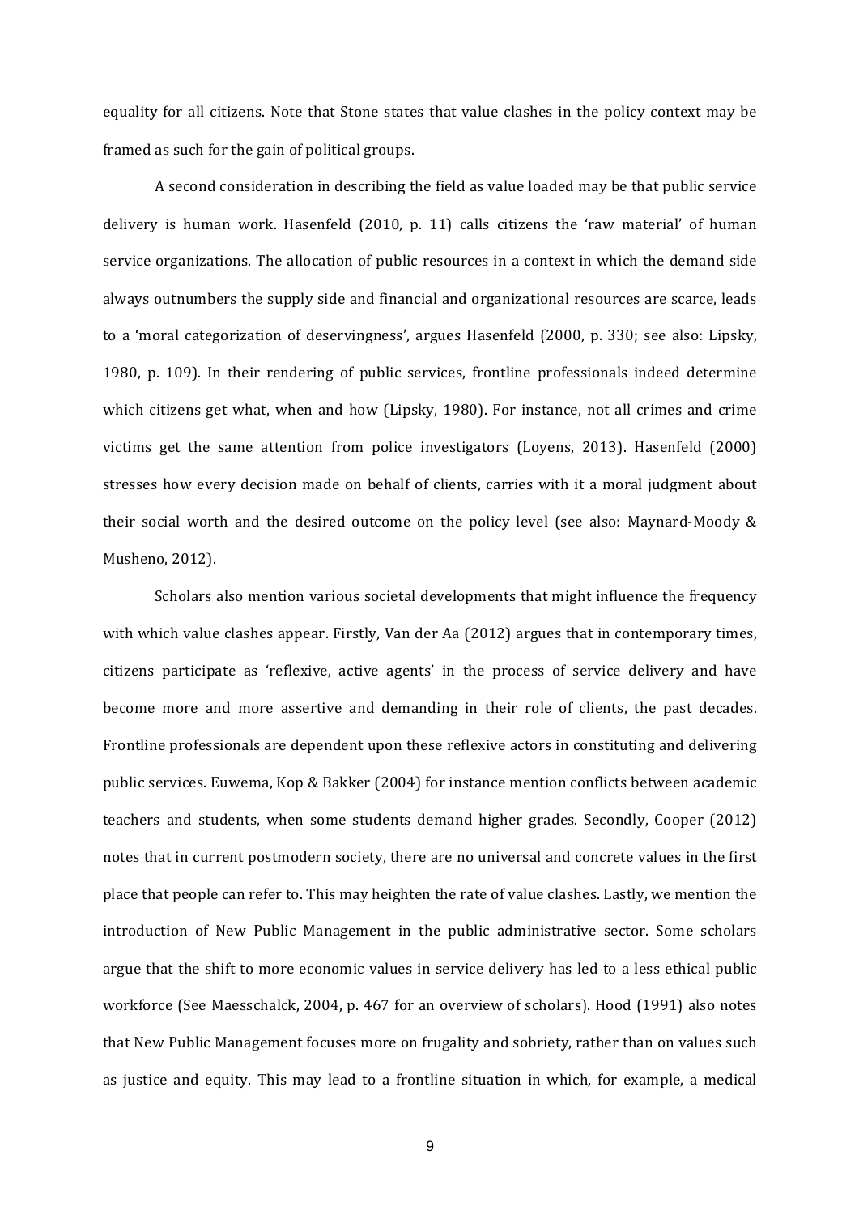equality for all citizens. Note that Stone states that value clashes in the policy context may be framed as such for the gain of political groups.

A second consideration in describing the field as value loaded may be that public service delivery is human work. Hasenfeld (2010, p. 11) calls citizens the 'raw material' of human service organizations. The allocation of public resources in a context in which the demand side always outnumbers the supply side and financial and organizational resources are scarce, leads to a 'moral categorization of deservingness', argues Hasenfeld (2000, p. 330; see also: Lipsky, 1980, p. 109). In their rendering of public services, frontline professionals indeed determine which citizens get what, when and how (Lipsky, 1980). For instance, not all crimes and crime victims get the same attention from police investigators (Loyens, 2013). Hasenfeld (2000) stresses how every decision made on behalf of clients, carries with it a moral judgment about their social worth and the desired outcome on the policy level (see also: Maynard-Moody & Musheno, 2012).

Scholars also mention various societal developments that might influence the frequency with which value clashes appear. Firstly, Van der Aa (2012) argues that in contemporary times, citizens participate as 'reflexive, active agents' in the process of service delivery and have become more and more assertive and demanding in their role of clients, the past decades. Frontline professionals are dependent upon these reflexive actors in constituting and delivering public services. Euwema, Kop & Bakker (2004) for instance mention conflicts between academic teachers and students, when some students demand higher grades. Secondly, Cooper (2012) notes that in current postmodern society, there are no universal and concrete values in the first place that people can refer to. This may heighten the rate of value clashes. Lastly, we mention the introduction of New Public Management in the public administrative sector. Some scholars argue that the shift to more economic values in service delivery has led to a less ethical public workforce (See Maesschalck, 2004, p. 467 for an overview of scholars). Hood (1991) also notes that New Public Management focuses more on frugality and sobriety, rather than on values such as justice and equity. This may lead to a frontline situation in which, for example, a medical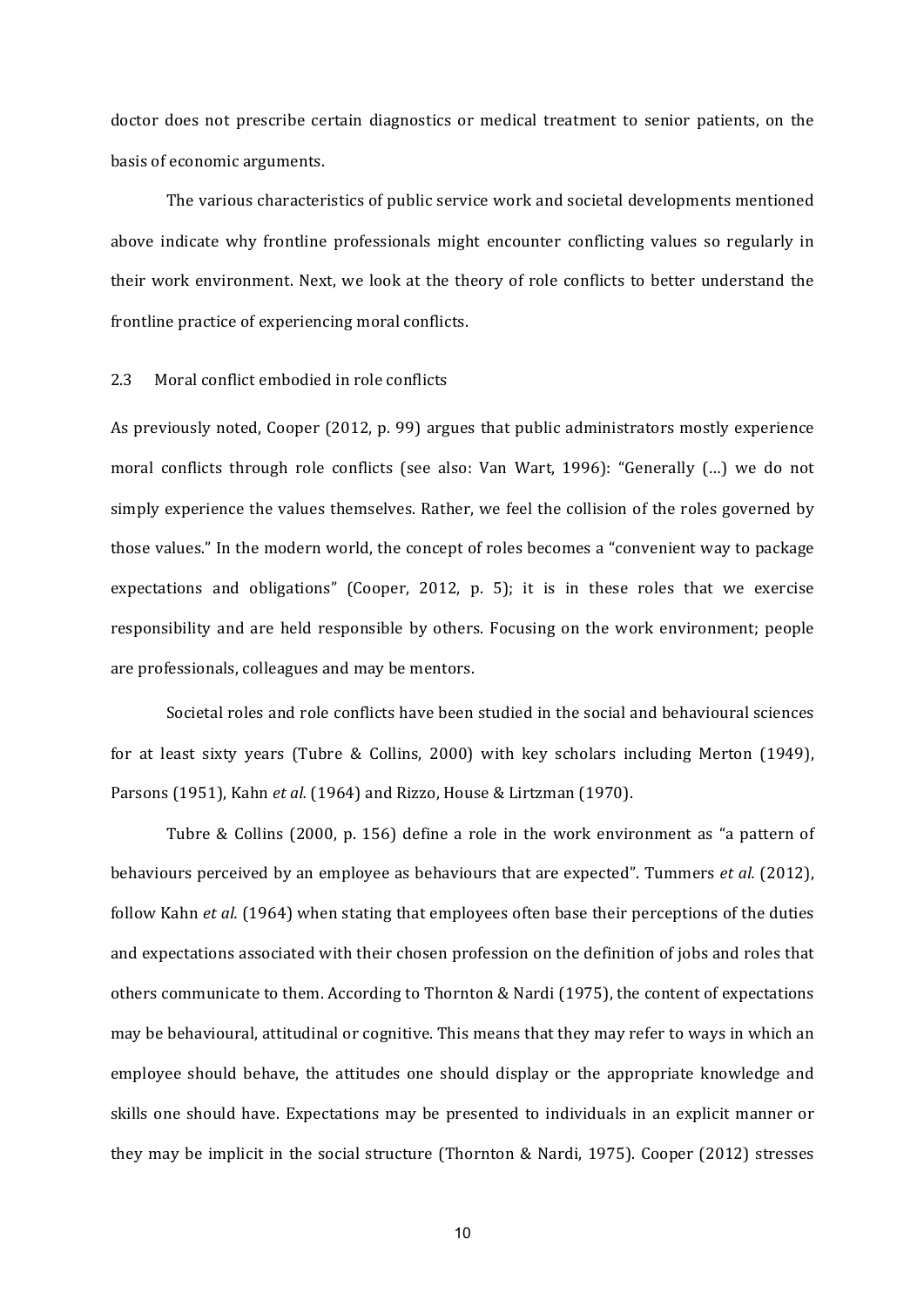doctor does not prescribe certain diagnostics or medical treatment to senior patients, on the basis of economic arguments.

The various characteristics of public service work and societal developments mentioned above indicate why frontline professionals might encounter conflicting values so regularly in their work environment. Next, we look at the theory of role conflicts to better understand the frontline practice of experiencing moral conflicts.

### 2.3 Moral conflict embodied in role conflicts

As previously noted, Cooper (2012, p. 99) argues that public administrators mostly experience moral conflicts through role conflicts (see also: Van Wart, 1996): "Generally (…) we do not simply experience the values themselves. Rather, we feel the collision of the roles governed by those values." In the modern world, the concept of roles becomes a "convenient way to package expectations and obligations" (Cooper, 2012, p. 5); it is in these roles that we exercise responsibility and are held responsible by others. Focusing on the work environment; people are professionals, colleagues and may be mentors.

Societal roles and role conflicts have been studied in the social and behavioural sciences for at least sixty years (Tubre & Collins, 2000) with key scholars including Merton (1949), Parsons (1951), Kahn *et al.* (1964) and Rizzo, House & Lirtzman (1970).

Tubre & Collins (2000, p. 156) define a role in the work environment as "a pattern of behaviours perceived by an employee as behaviours that are expected". Tummers *et al.* (2012), follow Kahn *et al.* (1964) when stating that employees often base their perceptions of the duties and expectations associated with their chosen profession on the definition of jobs and roles that others communicate to them. According to Thornton & Nardi (1975), the content of expectations may be behavioural, attitudinal or cognitive. This means that they may refer to ways in which an employee should behave, the attitudes one should display or the appropriate knowledge and skills one should have. Expectations may be presented to individuals in an explicit manner or they may be implicit in the social structure (Thornton & Nardi, 1975). Cooper (2012) stresses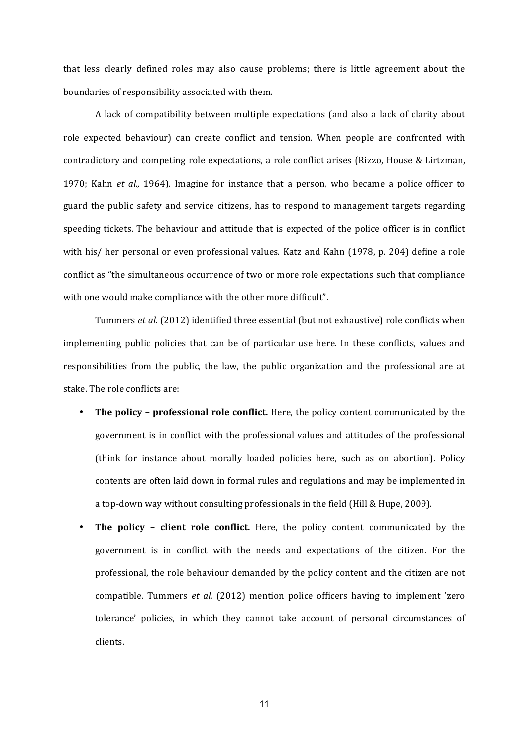that less clearly defined roles may also cause problems; there is little agreement about the boundaries of responsibility associated with them.

A lack of compatibility between multiple expectations (and also a lack of clarity about role expected behaviour) can create conflict and tension. When people are confronted with contradictory and competing role expectations, a role conflict arises (Rizzo, House & Lirtzman, 1970; Kahn *et al.,* 1964). Imagine for instance that a person, who became a police officer to guard the public safety and service citizens, has to respond to management targets regarding speeding tickets. The behaviour and attitude that is expected of the police officer is in conflict with his/ her personal or even professional values. Katz and Kahn (1978, p. 204) define a role conflict as "the simultaneous occurrence of two or more role expectations such that compliance with one would make compliance with the other more difficult".

Tummers *et al.* (2012) identified three essential (but not exhaustive) role conflicts when implementing public policies that can be of particular use here. In these conflicts, values and responsibilities from the public, the law, the public organization and the professional are at stake. The role conflicts are:

- **The policy – professional role conflict.** Here, the policy content communicated by the government is in conflict with the professional values and attitudes of the professional (think for instance about morally loaded policies here, such as on abortion). Policy contents are often laid down in formal rules and regulations and may be implemented in a top-down way without consulting professionals in the field (Hill & Hupe, 2009).
- **The policy – client role conflict.** Here, the policy content communicated by the government is in conflict with the needs and expectations of the citizen. For the professional, the role behaviour demanded by the policy content and the citizen are not compatible. Tummers *et al.* (2012) mention police officers having to implement 'zero tolerance' policies, in which they cannot take account of personal circumstances of clients.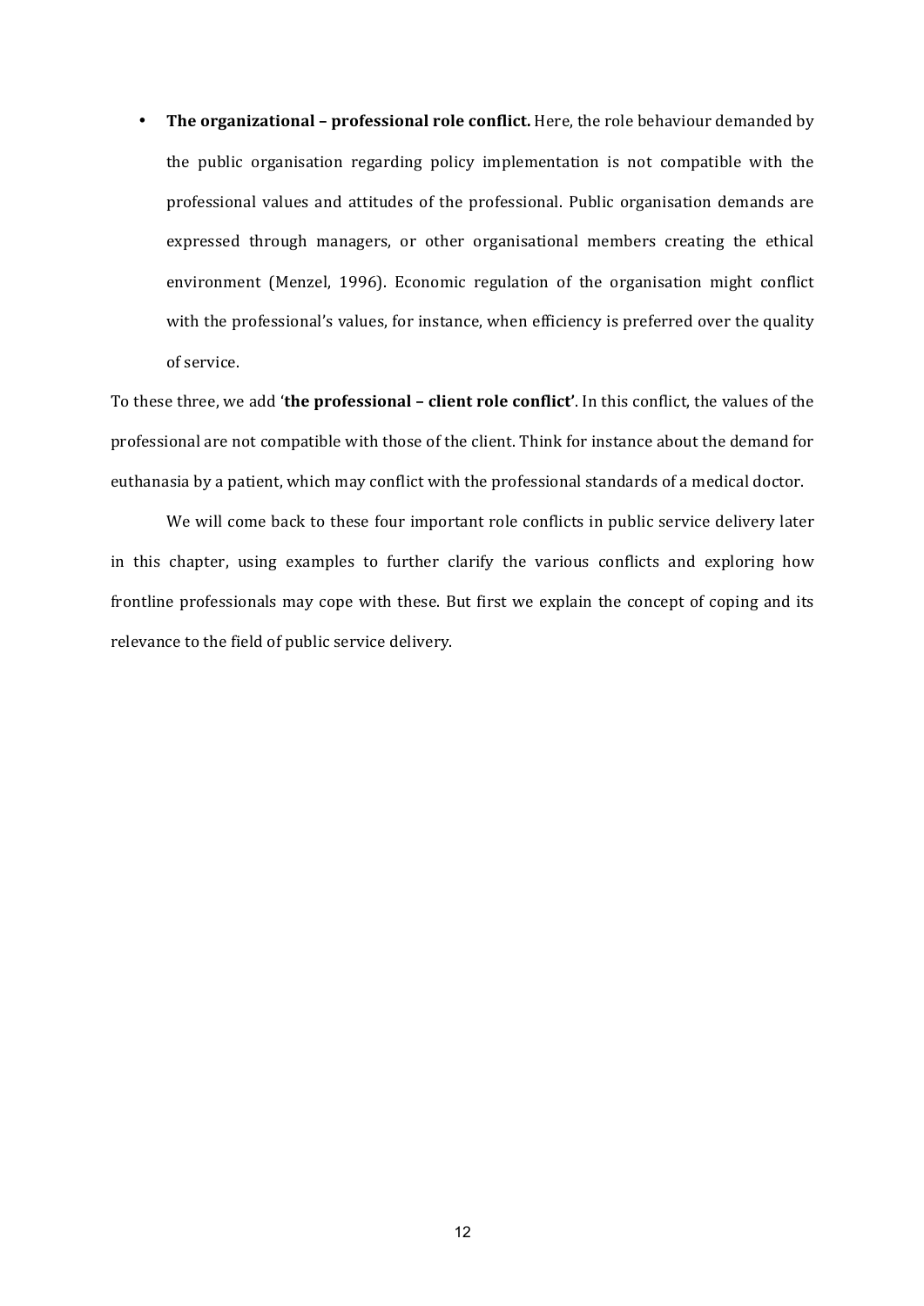- **The organizational – professional role conflict.** Here, the role behaviour demanded by the public organisation regarding policy implementation is not compatible with the professional values and attitudes of the professional. Public organisation demands are expressed through managers, or other organisational members creating the ethical environment (Menzel, 1996). Economic regulation of the organisation might conflict with the professional's values, for instance, when efficiency is preferred over the quality of service.

To these three, we add '**the professional – client role conflict'**. In this conflict, the values of the professional are not compatible with those of the client. Think for instance about the demand for euthanasia by a patient, which may conflict with the professional standards of a medical doctor.

We will come back to these four important role conflicts in public service delivery later in this chapter, using examples to further clarify the various conflicts and exploring how frontline professionals may cope with these. But first we explain the concept of coping and its relevance to the field of public service delivery.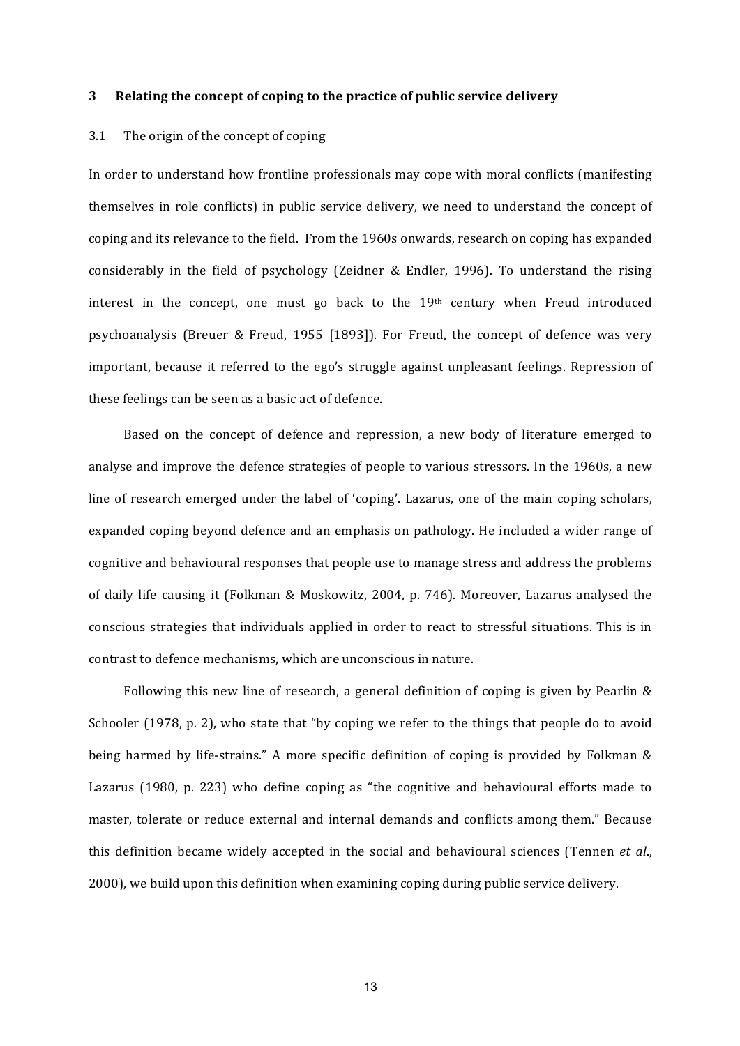# 3 Relating the concept of coping to the practice of public service delivery

## 3.1 The origin of the concept of coping

In order to understand how frontline professionals may cope with moral conflicts (manifesting themselves in role conflicts) in public service delivery, we need to understand the concept of coping and its relevance to the field. From the 1960s onwards, research on coping has expanded considerably in the field of psychology (Zeidner & Endler, 1996). To understand the rising interest in the concept, one must go back to the 19th century when Freud introduced psychoanalysis (Breuer & Freud, 1955 [1893]). For Freud, the concept of defence was very important, because it referred to the ego's struggle against unpleasant feelings. Repression of these feelings can be seen as a basic act of defence.

Based on the concept of defence and repression, a new body of literature emerged to analyse and improve the defence strategies of people to various stressors. In the 1960s, a new line of research emerged under the label of 'coping'. Lazarus, one of the main coping scholars, expanded coping beyond defence and an emphasis on pathology. He included a wider range of cognitive and behavioural responses that people use to manage stress and address the problems of daily life causing it (Folkman & Moskowitz, 2004, p. 746). Moreover, Lazarus analysed the conscious strategies that individuals applied in order to react to stressful situations. This is in contrast to defence mechanisms, which are unconscious in nature.

Following this new line of research, a general definition of coping is given by Pearlin & Schooler (1978, p. 2), who state that "by coping we refer to the things that people do to avoid being harmed by life-strains." A more specific definition of coping is provided by Folkman & Lazarus (1980, p. 223) who define coping as "the cognitive and behavioural efforts made to master, tolerate or reduce external and internal demands and conflicts among them." Because this definition became widely accepted in the social and behavioural sciences (Tennen *et al*., 2000), we build upon this definition when examining coping during public service delivery.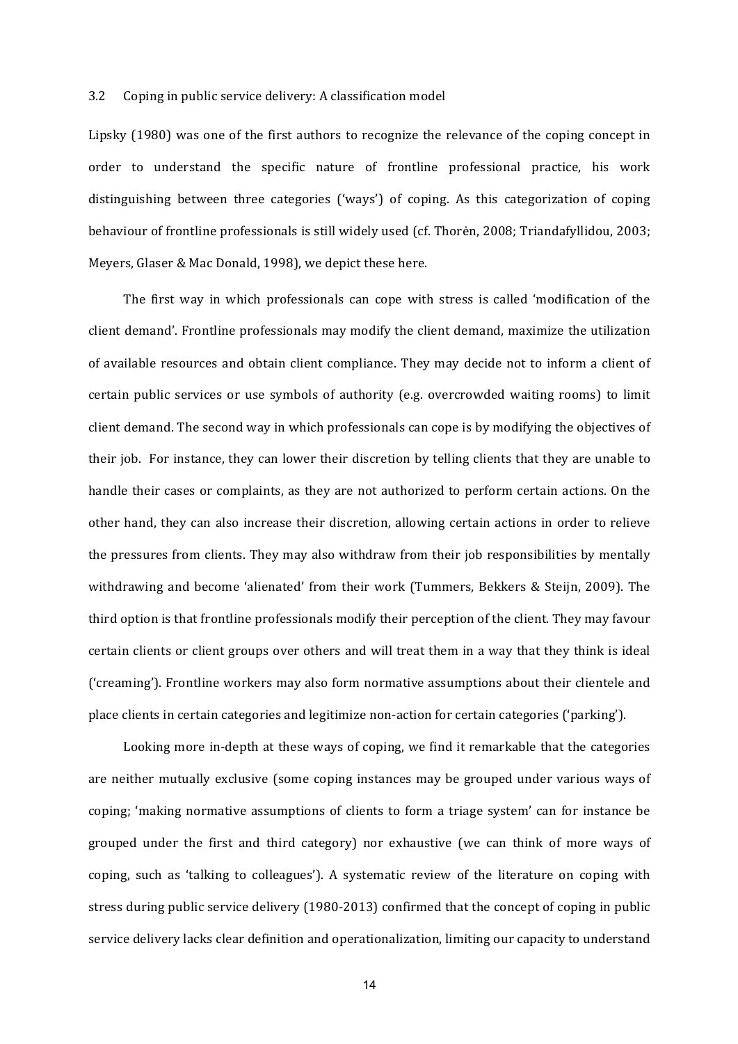### 3.2 Coping in public service delivery: A classification model

Lipsky (1980) was one of the first authors to recognize the relevance of the coping concept in order to understand the specific nature of frontline professional practice, his work distinguishing between three categories ('ways') of coping. As this categorization of coping behaviour of frontline professionals is still widely used (cf. Thorėn, 2008; Triandafyllidou, 2003; Meyers, Glaser & Mac Donald, 1998), we depict these here.

The first way in which professionals can cope with stress is called 'modification of the client demand'. Frontline professionals may modify the client demand, maximize the utilization of available resources and obtain client compliance. They may decide not to inform a client of certain public services or use symbols of authority (e.g. overcrowded waiting rooms) to limit client demand. The second way in which professionals can cope is by modifying the objectives of their job. For instance, they can lower their discretion by telling clients that they are unable to handle their cases or complaints, as they are not authorized to perform certain actions. On the other hand, they can also increase their discretion, allowing certain actions in order to relieve the pressures from clients. They may also withdraw from their job responsibilities by mentally withdrawing and become 'alienated' from their work (Tummers, Bekkers & Steijn, 2009). The third option is that frontline professionals modify their perception of the client. They may favour certain clients or client groups over others and will treat them in a way that they think is ideal ('creaming'). Frontline workers may also form normative assumptions about their clientele and place clients in certain categories and legitimize non-action for certain categories ('parking').

Looking more in-depth at these ways of coping, we find it remarkable that the categories are neither mutually exclusive (some coping instances may be grouped under various ways of coping; 'making normative assumptions of clients to form a triage system' can for instance be grouped under the first and third category) nor exhaustive (we can think of more ways of coping, such as 'talking to colleagues'). A systematic review of the literature on coping with stress during public service delivery (1980-2013) confirmed that the concept of coping in public service delivery lacks clear definition and operationalization, limiting our capacity to understand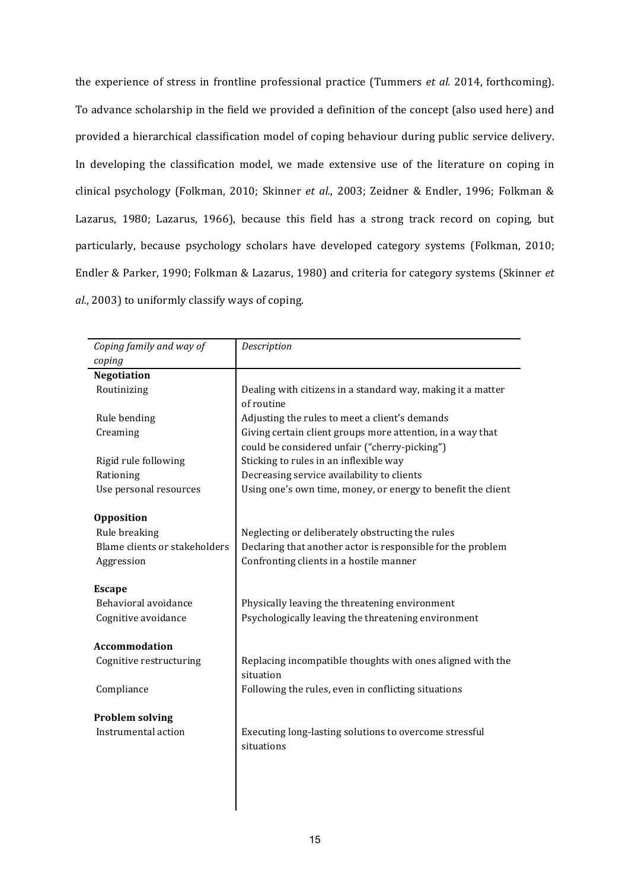the experience of stress in frontline professional practice (Tummers *et al.* 2014, forthcoming). To advance scholarship in the field we provided a definition of the concept (also used here) and provided a hierarchical classification model of coping behaviour during public service delivery. In developing the classification model, we made extensive use of the literature on coping in clinical psychology (Folkman, 2010; Skinner *et al*., 2003; Zeidner & Endler, 1996; Folkman & Lazarus, 1980; Lazarus, 1966), because this field has a strong track record on coping, but particularly, because psychology scholars have developed category systems (Folkman, 2010; Endler & Parker, 1990; Folkman & Lazarus, 1980) and criteria for category systems (Skinner *et al*., 2003) to uniformly classify ways of coping.

| *Coping family and way of coping* | *Description* |
|---|---|
| **Negotiation** | |
| Routinizing | Dealing with citizens in a standard way, making it a matter of routine |
| Rule bending | Adjusting the rules to meet a client's demands |
| Creaming | Giving certain client groups more attention, in a way that could be considered unfair ("cherry-picking") |
| Rigid rule following | Sticking to rules in an inflexible way |
| Rationing | Decreasing service availability to clients |
| Use personal resources | Using one's own time, money, or energy to benefit the client |
| **Opposition** | |
| Rule breaking | Neglecting or deliberately obstructing the rules |
| Blame clients or stakeholders | Declaring that another actor is responsible for the problem |
| Aggression | Confronting clients in a hostile manner |
| **Escape** | |
| Behavioral avoidance | Physically leaving the threatening environment |
| Cognitive avoidance | Psychologically leaving the threatening environment |
| **Accommodation** | |
| Cognitive restructuring | Replacing incompatible thoughts with ones aligned with the situation |
| Compliance | Following the rules, even in conflicting situations |
| **Problem solving** | |
| Instrumental action | Executing long-lasting solutions to overcome stressful situations |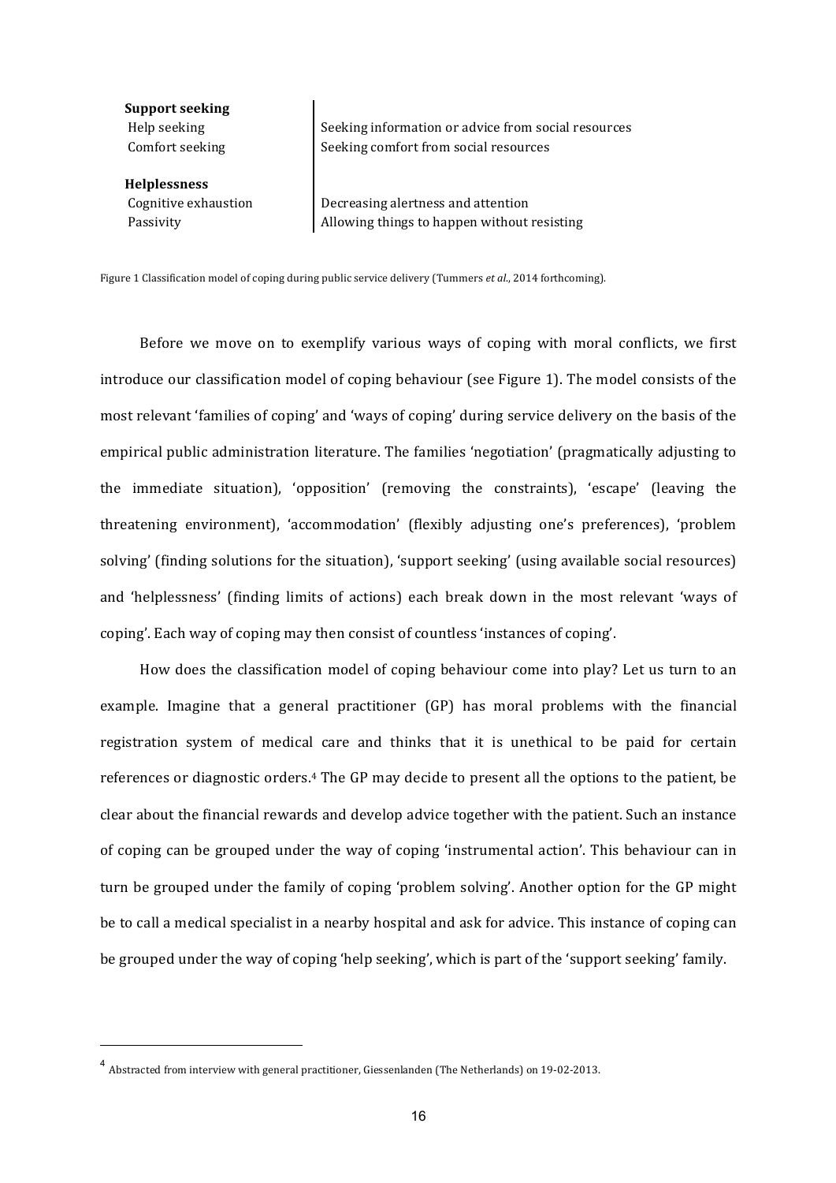| | |
|---|---|
| **Support seeking** | |
| Help seeking | Seeking information or advice from social resources |
| Comfort seeking | Seeking comfort from social resources |
| **Helplessness** | |
| Cognitive exhaustion | Decreasing alertness and attention |
| Passivity | Allowing things to happen without resisting |

Figure 1 Classification model of coping during public service delivery (Tummers *et al.*, 2014 forthcoming).

Before we move on to exemplify various ways of coping with moral conflicts, we first introduce our classification model of coping behaviour (see Figure 1). The model consists of the most relevant 'families of coping' and 'ways of coping' during service delivery on the basis of the empirical public administration literature. The families 'negotiation' (pragmatically adjusting to the immediate situation), 'opposition' (removing the constraints), 'escape' (leaving the threatening environment), 'accommodation' (flexibly adjusting one's preferences), 'problem solving' (finding solutions for the situation), 'support seeking' (using available social resources) and 'helplessness' (finding limits of actions) each break down in the most relevant 'ways of coping'. Each way of coping may then consist of countless 'instances of coping'.

How does the classification model of coping behaviour come into play? Let us turn to an example. Imagine that a general practitioner (GP) has moral problems with the financial registration system of medical care and thinks that it is unethical to be paid for certain references or diagnostic orders.[4] The GP may decide to present all the options to the patient, be clear about the financial rewards and develop advice together with the patient. Such an instance of coping can be grouped under the way of coping 'instrumental action'. This behaviour can in turn be grouped under the family of coping 'problem solving'. Another option for the GP might be to call a medical specialist in a nearby hospital and ask for advice. This instance of coping can be grouped under the way of coping 'help seeking', which is part of the 'support seeking' family.

[4] Abstracted from interview with general practitioner, Giessenlanden (The Netherlands) on 19-02-2013.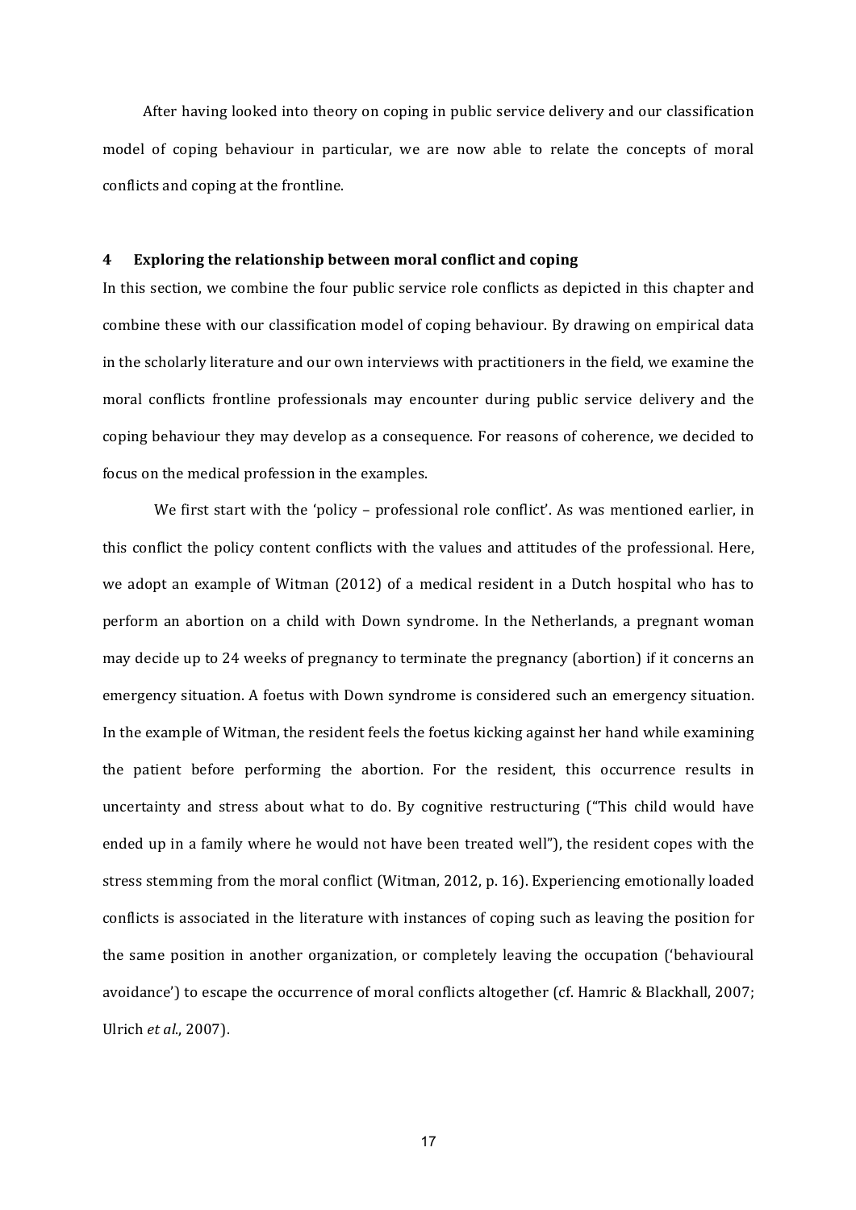After having looked into theory on coping in public service delivery and our classification model of coping behaviour in particular, we are now able to relate the concepts of moral conflicts and coping at the frontline.

## 4 Exploring the relationship between moral conflict and coping

In this section, we combine the four public service role conflicts as depicted in this chapter and combine these with our classification model of coping behaviour. By drawing on empirical data in the scholarly literature and our own interviews with practitioners in the field, we examine the moral conflicts frontline professionals may encounter during public service delivery and the coping behaviour they may develop as a consequence. For reasons of coherence, we decided to focus on the medical profession in the examples.

We first start with the 'policy – professional role conflict'. As was mentioned earlier, in this conflict the policy content conflicts with the values and attitudes of the professional. Here, we adopt an example of Witman (2012) of a medical resident in a Dutch hospital who has to perform an abortion on a child with Down syndrome. In the Netherlands, a pregnant woman may decide up to 24 weeks of pregnancy to terminate the pregnancy (abortion) if it concerns an emergency situation. A foetus with Down syndrome is considered such an emergency situation. In the example of Witman, the resident feels the foetus kicking against her hand while examining the patient before performing the abortion. For the resident, this occurrence results in uncertainty and stress about what to do. By cognitive restructuring ("This child would have ended up in a family where he would not have been treated well"), the resident copes with the stress stemming from the moral conflict (Witman, 2012, p. 16). Experiencing emotionally loaded conflicts is associated in the literature with instances of coping such as leaving the position for the same position in another organization, or completely leaving the occupation ('behavioural avoidance') to escape the occurrence of moral conflicts altogether (cf. Hamric & Blackhall, 2007; Ulrich *et al.*, 2007).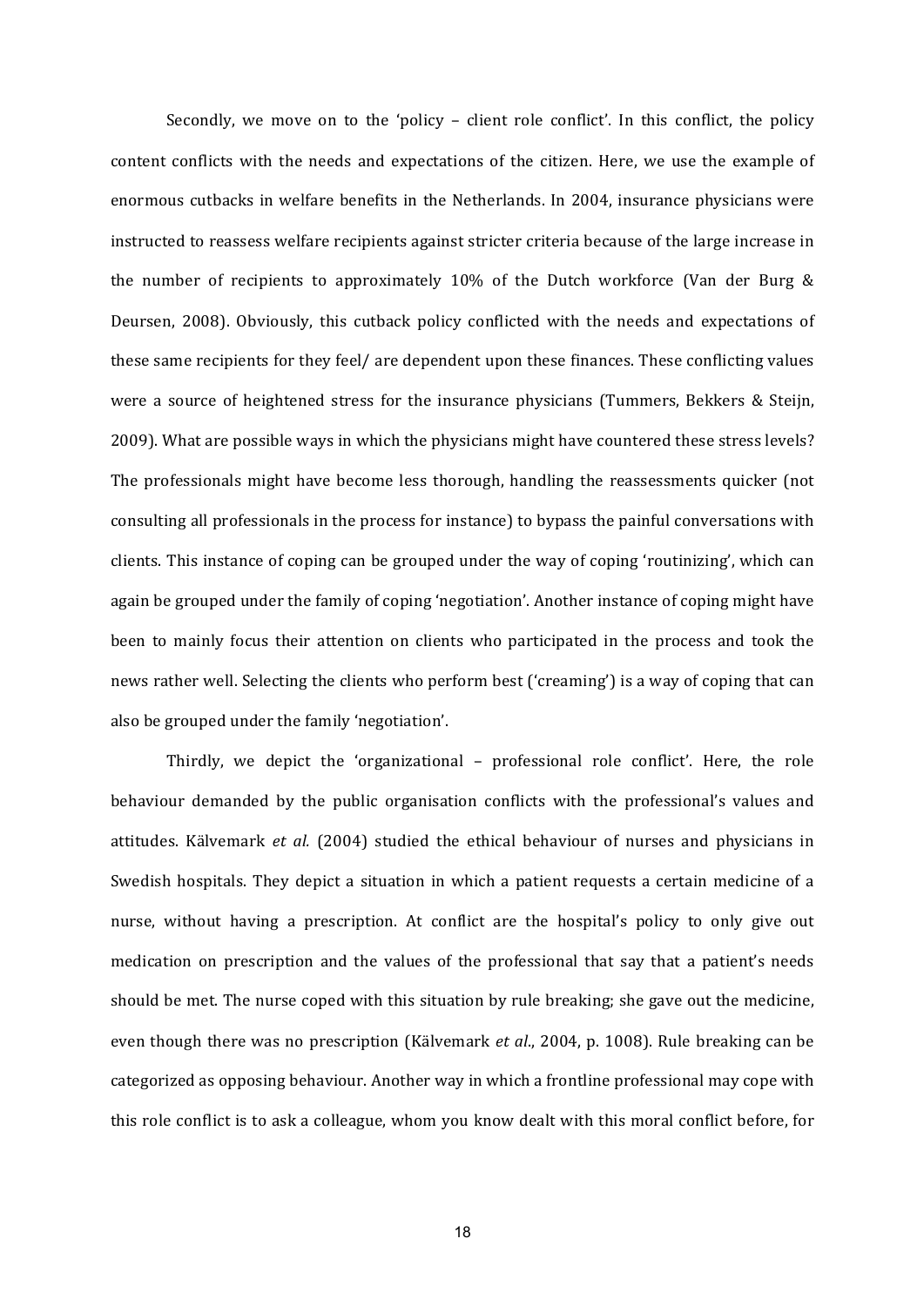Secondly, we move on to the 'policy – client role conflict'. In this conflict, the policy content conflicts with the needs and expectations of the citizen. Here, we use the example of enormous cutbacks in welfare benefits in the Netherlands. In 2004, insurance physicians were instructed to reassess welfare recipients against stricter criteria because of the large increase in the number of recipients to approximately 10% of the Dutch workforce (Van der Burg & Deursen, 2008). Obviously, this cutback policy conflicted with the needs and expectations of these same recipients for they feel/ are dependent upon these finances. These conflicting values were a source of heightened stress for the insurance physicians (Tummers, Bekkers & Steijn, 2009). What are possible ways in which the physicians might have countered these stress levels? The professionals might have become less thorough, handling the reassessments quicker (not consulting all professionals in the process for instance) to bypass the painful conversations with clients. This instance of coping can be grouped under the way of coping 'routinizing', which can again be grouped under the family of coping 'negotiation'. Another instance of coping might have been to mainly focus their attention on clients who participated in the process and took the news rather well. Selecting the clients who perform best ('creaming') is a way of coping that can also be grouped under the family 'negotiation'.

Thirdly, we depict the 'organizational – professional role conflict'. Here, the role behaviour demanded by the public organisation conflicts with the professional's values and attitudes. Kälvemark *et al.* (2004) studied the ethical behaviour of nurses and physicians in Swedish hospitals. They depict a situation in which a patient requests a certain medicine of a nurse, without having a prescription. At conflict are the hospital's policy to only give out medication on prescription and the values of the professional that say that a patient's needs should be met. The nurse coped with this situation by rule breaking; she gave out the medicine, even though there was no prescription (Kälvemark *et al.*, 2004, p. 1008). Rule breaking can be categorized as opposing behaviour. Another way in which a frontline professional may cope with this role conflict is to ask a colleague, whom you know dealt with this moral conflict before, for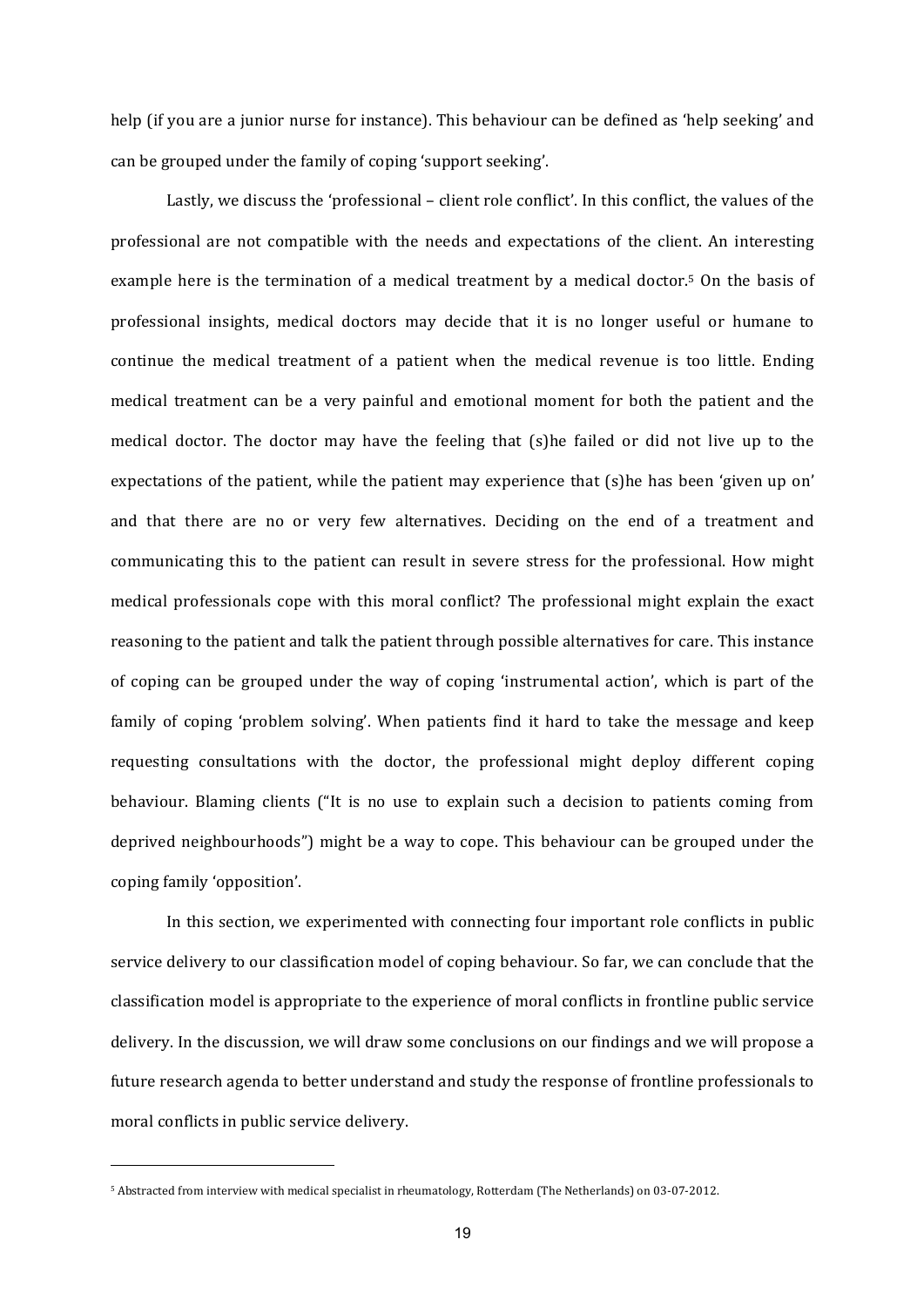help (if you are a junior nurse for instance). This behaviour can be defined as 'help seeking' and can be grouped under the family of coping 'support seeking'.

Lastly, we discuss the 'professional – client role conflict'. In this conflict, the values of the professional are not compatible with the needs and expectations of the client. An interesting example here is the termination of a medical treatment by a medical doctor.[5] On the basis of professional insights, medical doctors may decide that it is no longer useful or humane to continue the medical treatment of a patient when the medical revenue is too little. Ending medical treatment can be a very painful and emotional moment for both the patient and the medical doctor. The doctor may have the feeling that (s)he failed or did not live up to the expectations of the patient, while the patient may experience that (s)he has been 'given up on' and that there are no or very few alternatives. Deciding on the end of a treatment and communicating this to the patient can result in severe stress for the professional. How might medical professionals cope with this moral conflict? The professional might explain the exact reasoning to the patient and talk the patient through possible alternatives for care. This instance of coping can be grouped under the way of coping 'instrumental action', which is part of the family of coping 'problem solving'. When patients find it hard to take the message and keep requesting consultations with the doctor, the professional might deploy different coping behaviour. Blaming clients ("It is no use to explain such a decision to patients coming from deprived neighbourhoods") might be a way to cope. This behaviour can be grouped under the coping family 'opposition'.

In this section, we experimented with connecting four important role conflicts in public service delivery to our classification model of coping behaviour. So far, we can conclude that the classification model is appropriate to the experience of moral conflicts in frontline public service delivery. In the discussion, we will draw some conclusions on our findings and we will propose a future research agenda to better understand and study the response of frontline professionals to moral conflicts in public service delivery.

---

[5] Abstracted from interview with medical specialist in rheumatology, Rotterdam (The Netherlands) on 03-07-2012.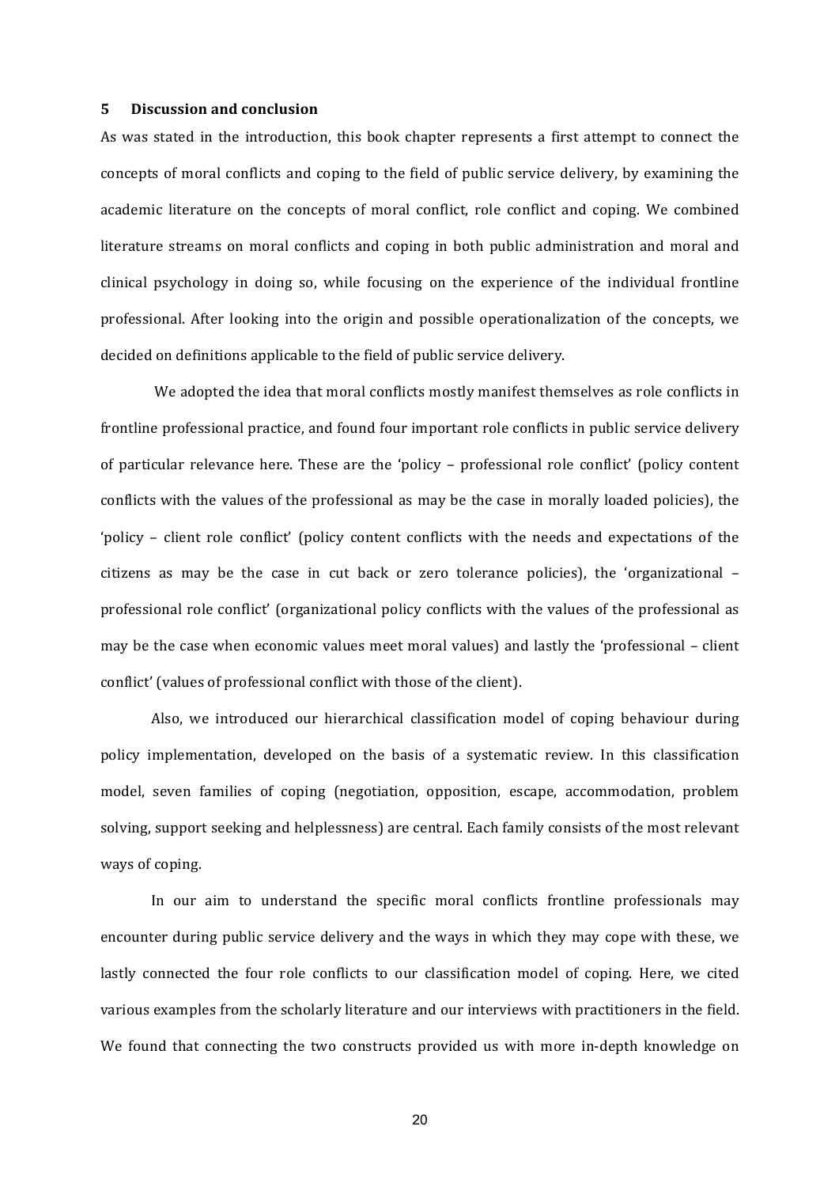## 5 Discussion and conclusion

As was stated in the introduction, this book chapter represents a first attempt to connect the concepts of moral conflicts and coping to the field of public service delivery, by examining the academic literature on the concepts of moral conflict, role conflict and coping. We combined literature streams on moral conflicts and coping in both public administration and moral and clinical psychology in doing so, while focusing on the experience of the individual frontline professional. After looking into the origin and possible operationalization of the concepts, we decided on definitions applicable to the field of public service delivery.

We adopted the idea that moral conflicts mostly manifest themselves as role conflicts in frontline professional practice, and found four important role conflicts in public service delivery of particular relevance here. These are the 'policy – professional role conflict' (policy content conflicts with the values of the professional as may be the case in morally loaded policies), the 'policy – client role conflict' (policy content conflicts with the needs and expectations of the citizens as may be the case in cut back or zero tolerance policies), the 'organizational – professional role conflict' (organizational policy conflicts with the values of the professional as may be the case when economic values meet moral values) and lastly the 'professional – client conflict' (values of professional conflict with those of the client).

Also, we introduced our hierarchical classification model of coping behaviour during policy implementation, developed on the basis of a systematic review. In this classification model, seven families of coping (negotiation, opposition, escape, accommodation, problem solving, support seeking and helplessness) are central. Each family consists of the most relevant ways of coping.

In our aim to understand the specific moral conflicts frontline professionals may encounter during public service delivery and the ways in which they may cope with these, we lastly connected the four role conflicts to our classification model of coping. Here, we cited various examples from the scholarly literature and our interviews with practitioners in the field. We found that connecting the two constructs provided us with more in-depth knowledge on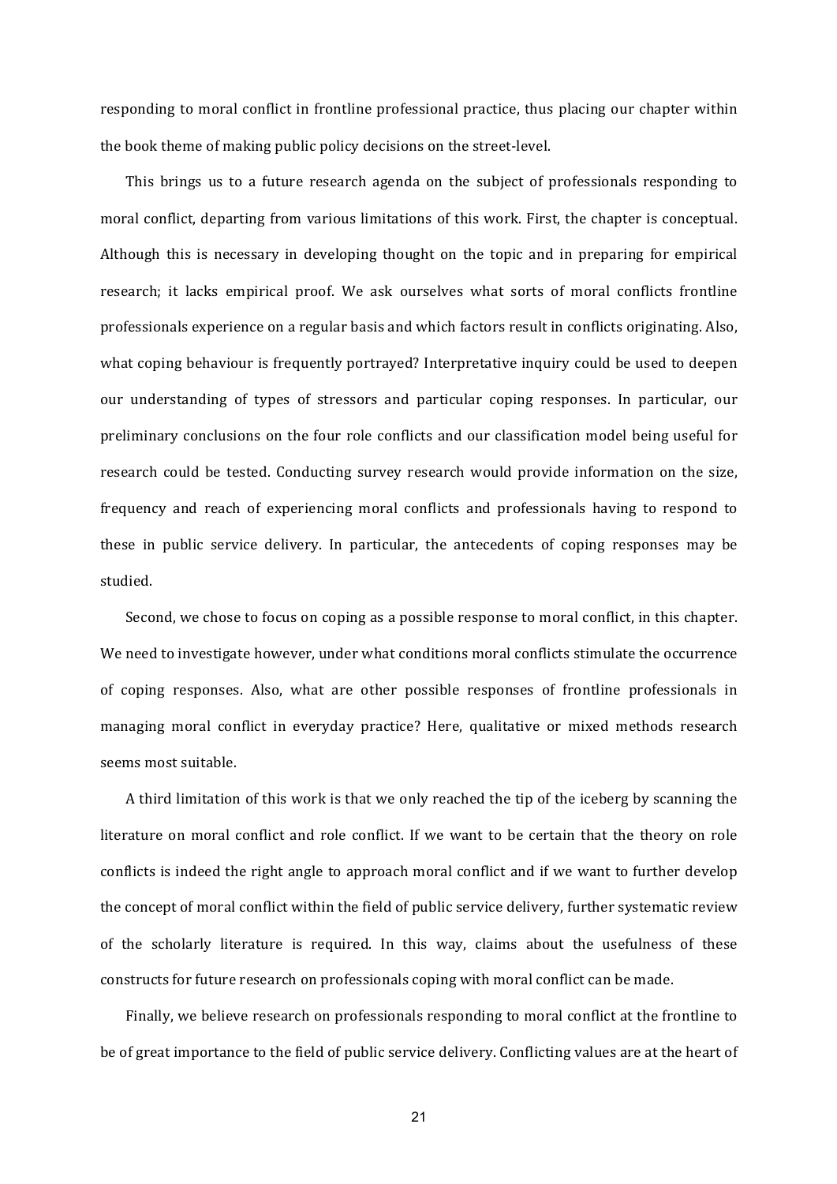responding to moral conflict in frontline professional practice, thus placing our chapter within the book theme of making public policy decisions on the street-level.

This brings us to a future research agenda on the subject of professionals responding to moral conflict, departing from various limitations of this work. First, the chapter is conceptual. Although this is necessary in developing thought on the topic and in preparing for empirical research; it lacks empirical proof. We ask ourselves what sorts of moral conflicts frontline professionals experience on a regular basis and which factors result in conflicts originating. Also, what coping behaviour is frequently portrayed? Interpretative inquiry could be used to deepen our understanding of types of stressors and particular coping responses. In particular, our preliminary conclusions on the four role conflicts and our classification model being useful for research could be tested. Conducting survey research would provide information on the size, frequency and reach of experiencing moral conflicts and professionals having to respond to these in public service delivery. In particular, the antecedents of coping responses may be studied.

Second, we chose to focus on coping as a possible response to moral conflict, in this chapter. We need to investigate however, under what conditions moral conflicts stimulate the occurrence of coping responses. Also, what are other possible responses of frontline professionals in managing moral conflict in everyday practice? Here, qualitative or mixed methods research seems most suitable.

A third limitation of this work is that we only reached the tip of the iceberg by scanning the literature on moral conflict and role conflict. If we want to be certain that the theory on role conflicts is indeed the right angle to approach moral conflict and if we want to further develop the concept of moral conflict within the field of public service delivery, further systematic review of the scholarly literature is required. In this way, claims about the usefulness of these constructs for future research on professionals coping with moral conflict can be made.

Finally, we believe research on professionals responding to moral conflict at the frontline to be of great importance to the field of public service delivery. Conflicting values are at the heart of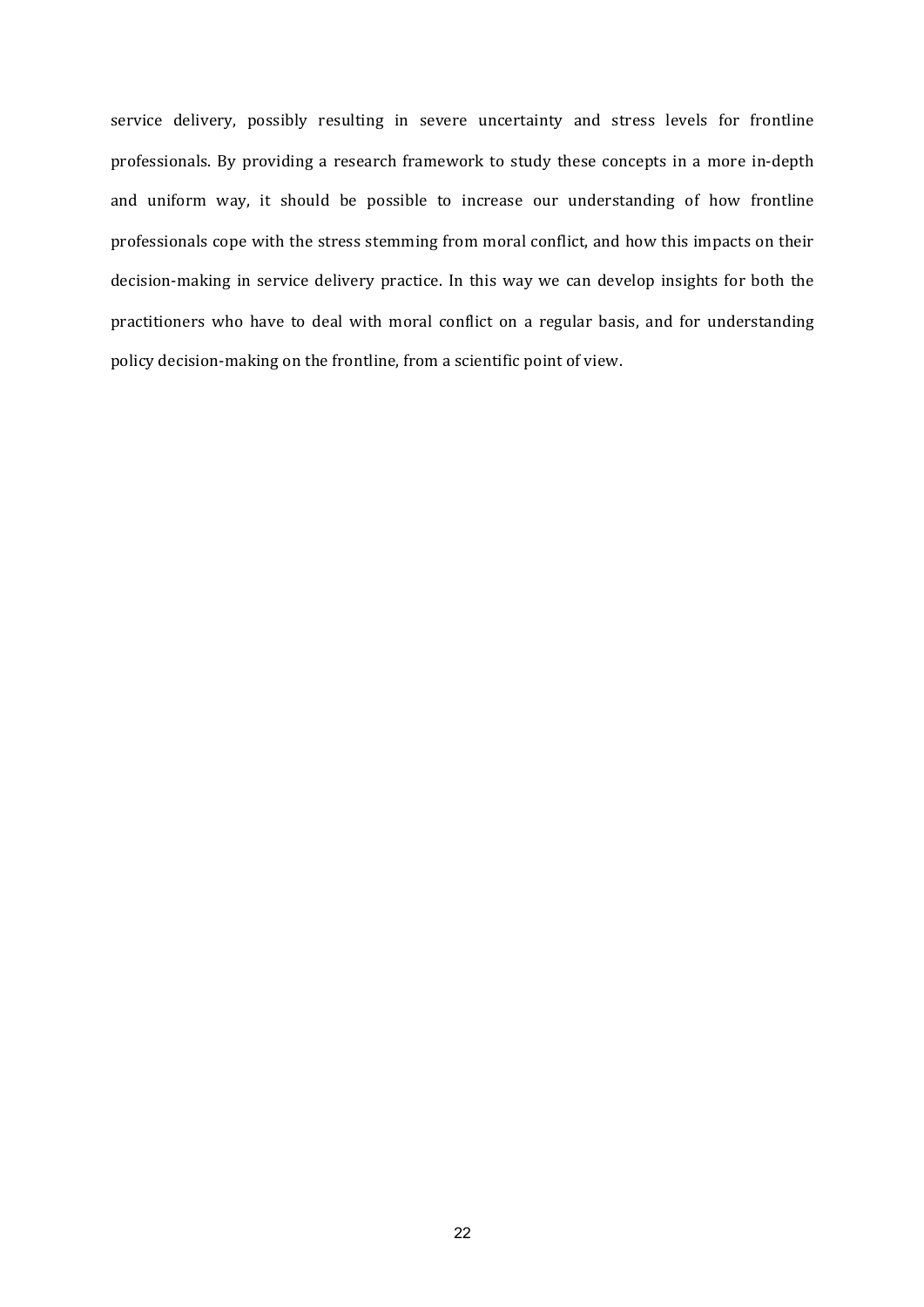service delivery, possibly resulting in severe uncertainty and stress levels for frontline professionals. By providing a research framework to study these concepts in a more in-depth and uniform way, it should be possible to increase our understanding of how frontline professionals cope with the stress stemming from moral conflict, and how this impacts on their decision-making in service delivery practice. In this way we can develop insights for both the practitioners who have to deal with moral conflict on a regular basis, and for understanding policy decision-making on the frontline, from a scientific point of view.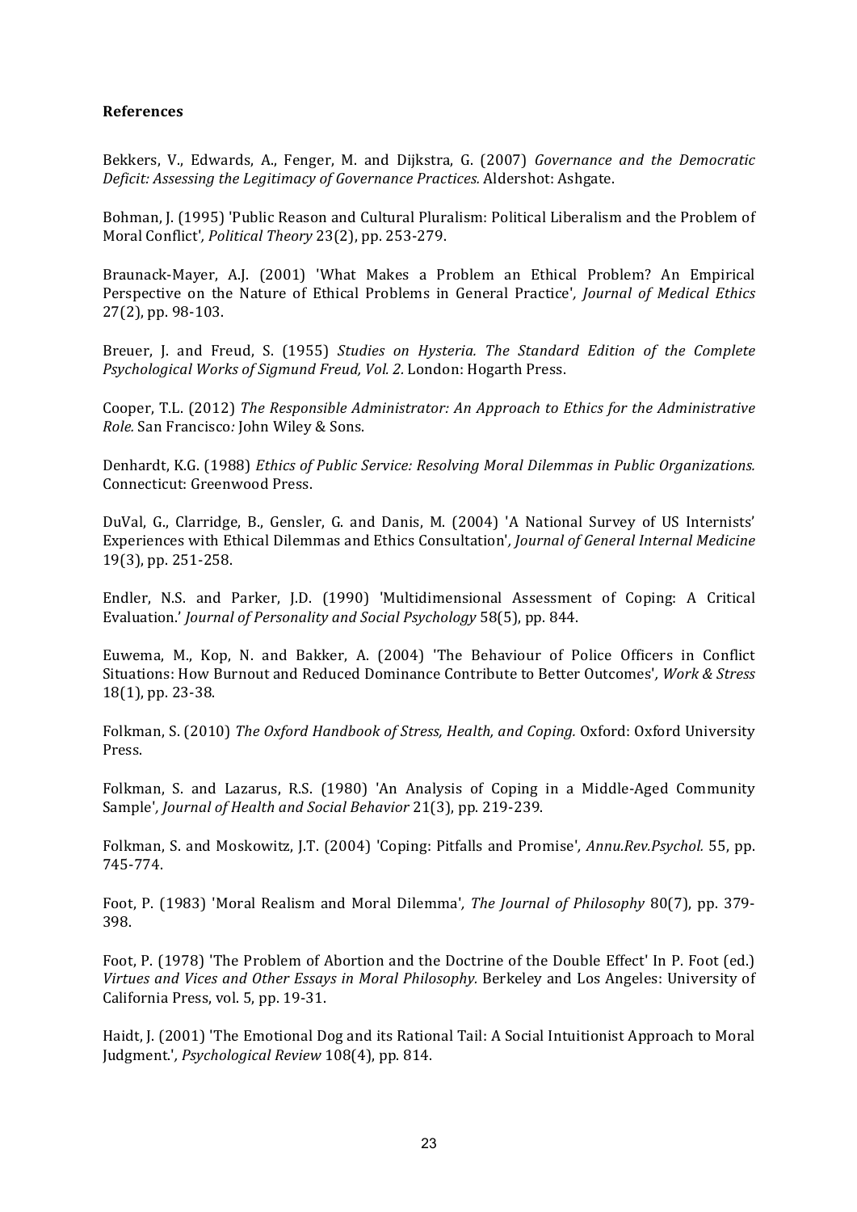**References**

Bekkers, V., Edwards, A., Fenger, M. and Dijkstra, G. (2007) *Governance and the Democratic Deficit: Assessing the Legitimacy of Governance Practices.* Aldershot: Ashgate.

Bohman, J. (1995) 'Public Reason and Cultural Pluralism: Political Liberalism and the Problem of Moral Conflict', *Political Theory* 23(2), pp. 253-279.

Braunack-Mayer, A.J. (2001) 'What Makes a Problem an Ethical Problem? An Empirical Perspective on the Nature of Ethical Problems in General Practice', *Journal of Medical Ethics* 27(2), pp. 98-103.

Breuer, J. and Freud, S. (1955) *Studies on Hysteria. The Standard Edition of the Complete Psychological Works of Sigmund Freud, Vol. 2.* London: Hogarth Press.

Cooper, T.L. (2012) *The Responsible Administrator: An Approach to Ethics for the Administrative Role.* San Francisco*:* John Wiley & Sons.

Denhardt, K.G. (1988) *Ethics of Public Service: Resolving Moral Dilemmas in Public Organizations.* Connecticut: Greenwood Press.

DuVal, G., Clarridge, B., Gensler, G. and Danis, M. (2004) 'A National Survey of US Internists' Experiences with Ethical Dilemmas and Ethics Consultation', *Journal of General Internal Medicine* 19(3), pp. 251-258.

Endler, N.S. and Parker, J.D. (1990) 'Multidimensional Assessment of Coping: A Critical Evaluation.' *Journal of Personality and Social Psychology* 58(5), pp. 844.

Euwema, M., Kop, N. and Bakker, A. (2004) 'The Behaviour of Police Officers in Conflict Situations: How Burnout and Reduced Dominance Contribute to Better Outcomes', *Work & Stress* 18(1), pp. 23-38.

Folkman, S. (2010) *The Oxford Handbook of Stress, Health, and Coping.* Oxford: Oxford University Press.

Folkman, S. and Lazarus, R.S. (1980) 'An Analysis of Coping in a Middle-Aged Community Sample', *Journal of Health and Social Behavior* 21(3), pp. 219-239.

Folkman, S. and Moskowitz, J.T. (2004) 'Coping: Pitfalls and Promise', *Annu.Rev.Psychol.* 55, pp. 745-774.

Foot, P. (1983) 'Moral Realism and Moral Dilemma', *The Journal of Philosophy* 80(7), pp. 379-398.

Foot, P. (1978) 'The Problem of Abortion and the Doctrine of the Double Effect' In P. Foot (ed.) *Virtues and Vices and Other Essays in Moral Philosophy.* Berkeley and Los Angeles: University of California Press, vol. 5, pp. 19-31.

Haidt, J. (2001) 'The Emotional Dog and its Rational Tail: A Social Intuitionist Approach to Moral Judgment.', *Psychological Review* 108(4), pp. 814.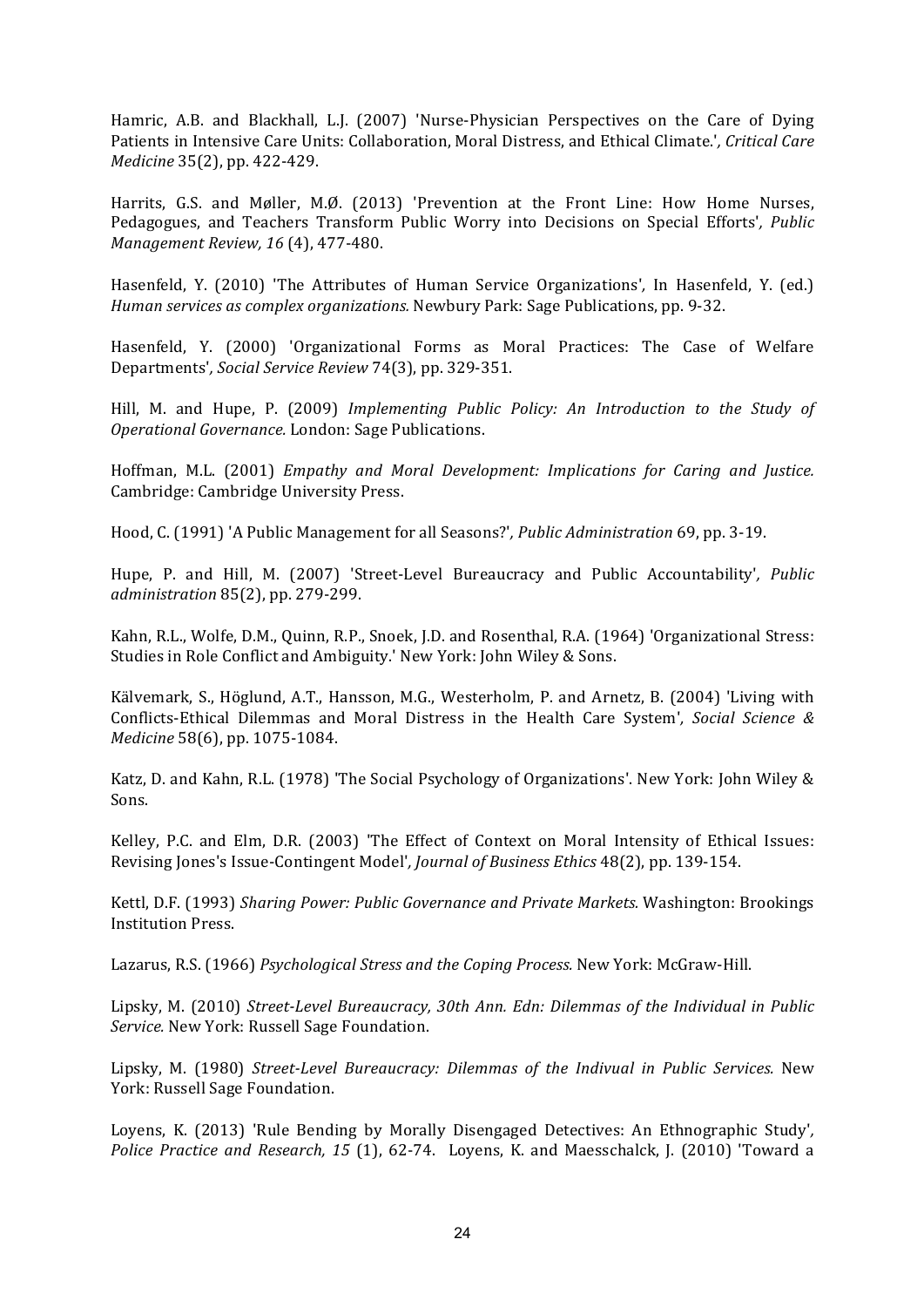Hamric, A.B. and Blackhall, L.J. (2007) 'Nurse-Physician Perspectives on the Care of Dying Patients in Intensive Care Units: Collaboration, Moral Distress, and Ethical Climate.', *Critical Care Medicine* 35(2), pp. 422-429.

Harrits, G.S. and Møller, M.Ø. (2013) 'Prevention at the Front Line: How Home Nurses, Pedagogues, and Teachers Transform Public Worry into Decisions on Special Efforts', *Public Management Review, 16* (4), 477-480.

Hasenfeld, Y. (2010) 'The Attributes of Human Service Organizations', In Hasenfeld, Y. (ed.) *Human services as complex organizations.* Newbury Park: Sage Publications, pp. 9-32.

Hasenfeld, Y. (2000) 'Organizational Forms as Moral Practices: The Case of Welfare Departments', *Social Service Review* 74(3), pp. 329-351.

Hill, M. and Hupe, P. (2009) *Implementing Public Policy: An Introduction to the Study of Operational Governance.* London: Sage Publications.

Hoffman, M.L. (2001) *Empathy and Moral Development: Implications for Caring and Justice.* Cambridge: Cambridge University Press.

Hood, C. (1991) 'A Public Management for all Seasons?', *Public Administration* 69, pp. 3-19.

Hupe, P. and Hill, M. (2007) 'Street-Level Bureaucracy and Public Accountability', *Public administration* 85(2), pp. 279-299.

Kahn, R.L., Wolfe, D.M., Quinn, R.P., Snoek, J.D. and Rosenthal, R.A. (1964) 'Organizational Stress: Studies in Role Conflict and Ambiguity.' New York: John Wiley & Sons.

Kälvemark, S., Höglund, A.T., Hansson, M.G., Westerholm, P. and Arnetz, B. (2004) 'Living with Conflicts-Ethical Dilemmas and Moral Distress in the Health Care System', *Social Science & Medicine* 58(6), pp. 1075-1084.

Katz, D. and Kahn, R.L. (1978) 'The Social Psychology of Organizations'. New York: John Wiley & Sons.

Kelley, P.C. and Elm, D.R. (2003) 'The Effect of Context on Moral Intensity of Ethical Issues: Revising Jones's Issue-Contingent Model', *Journal of Business Ethics* 48(2), pp. 139-154.

Kettl, D.F. (1993) *Sharing Power: Public Governance and Private Markets.* Washington: Brookings Institution Press.

Lazarus, R.S. (1966) *Psychological Stress and the Coping Process.* New York: McGraw-Hill.

Lipsky, M. (2010) *Street-Level Bureaucracy, 30th Ann. Edn: Dilemmas of the Individual in Public Service.* New York: Russell Sage Foundation.

Lipsky, M. (1980) *Street-Level Bureaucracy: Dilemmas of the Indivual in Public Services.* New York: Russell Sage Foundation.

Loyens, K. (2013) 'Rule Bending by Morally Disengaged Detectives: An Ethnographic Study', *Police Practice and Research, 15* (1), 62-74. Loyens, K. and Maesschalck, J. (2010) 'Toward a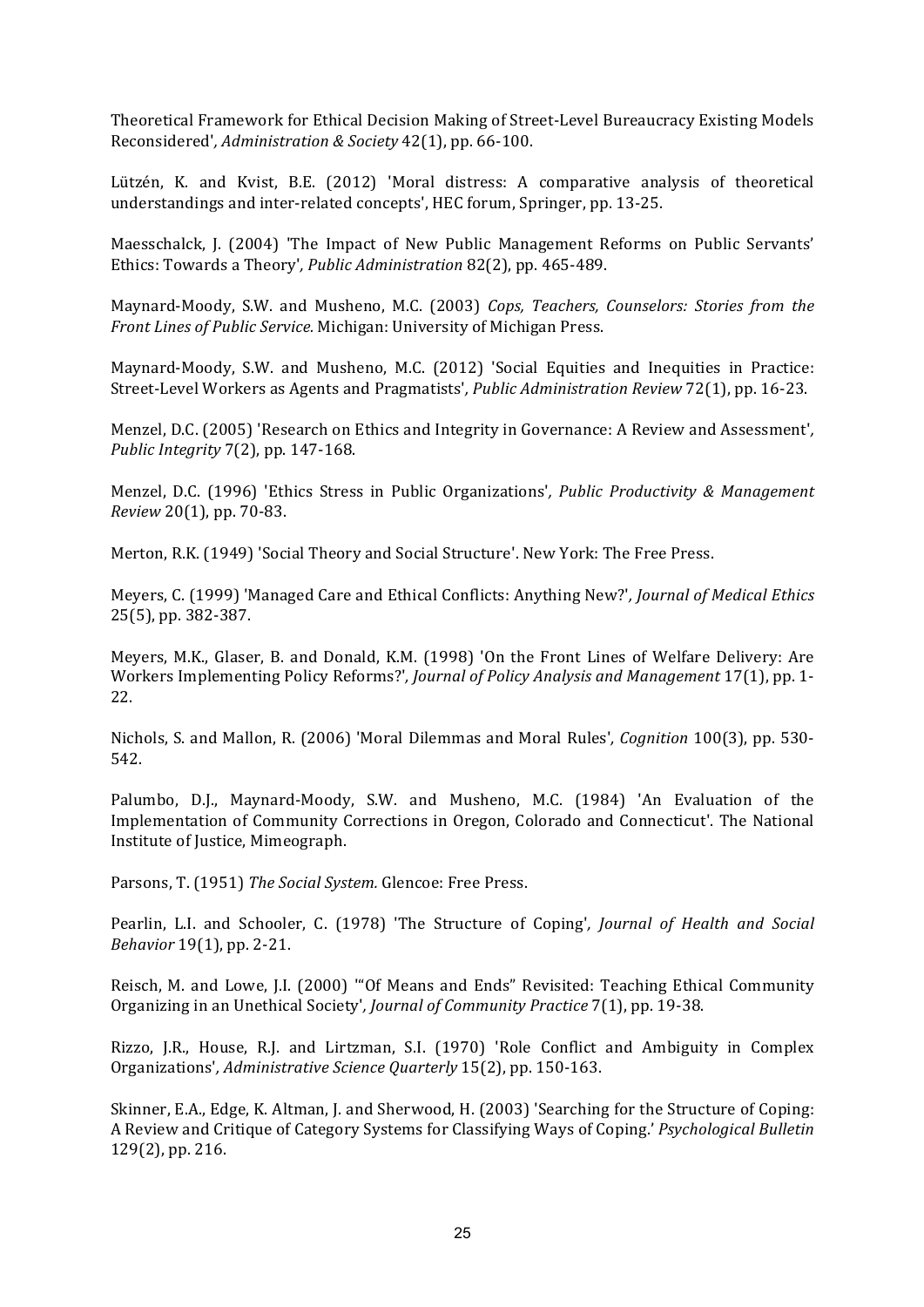Theoretical Framework for Ethical Decision Making of Street-Level Bureaucracy Existing Models Reconsidered', *Administration & Society* 42(1), pp. 66-100.

Lützén, K. and Kvist, B.E. (2012) 'Moral distress: A comparative analysis of theoretical understandings and inter-related concepts', HEC forum, Springer, pp. 13-25.

Maesschalck, J. (2004) 'The Impact of New Public Management Reforms on Public Servants' Ethics: Towards a Theory', *Public Administration* 82(2), pp. 465-489.

Maynard-Moody, S.W. and Musheno, M.C. (2003) *Cops, Teachers, Counselors: Stories from the Front Lines of Public Service.* Michigan: University of Michigan Press.

Maynard-Moody, S.W. and Musheno, M.C. (2012) 'Social Equities and Inequities in Practice: Street-Level Workers as Agents and Pragmatists', *Public Administration Review* 72(1), pp. 16-23.

Menzel, D.C. (2005) 'Research on Ethics and Integrity in Governance: A Review and Assessment', *Public Integrity* 7(2), pp. 147-168.

Menzel, D.C. (1996) 'Ethics Stress in Public Organizations', *Public Productivity & Management Review* 20(1), pp. 70-83.

Merton, R.K. (1949) 'Social Theory and Social Structure'. New York: The Free Press.

Meyers, C. (1999) 'Managed Care and Ethical Conflicts: Anything New?', *Journal of Medical Ethics* 25(5), pp. 382-387.

Meyers, M.K., Glaser, B. and Donald, K.M. (1998) 'On the Front Lines of Welfare Delivery: Are Workers Implementing Policy Reforms?', *Journal of Policy Analysis and Management* 17(1), pp. 1-22.

Nichols, S. and Mallon, R. (2006) 'Moral Dilemmas and Moral Rules', *Cognition* 100(3), pp. 530-542.

Palumbo, D.J., Maynard-Moody, S.W. and Musheno, M.C. (1984) 'An Evaluation of the Implementation of Community Corrections in Oregon, Colorado and Connecticut'. The National Institute of Justice, Mimeograph.

Parsons, T. (1951) *The Social System.* Glencoe: Free Press.

Pearlin, L.I. and Schooler, C. (1978) 'The Structure of Coping', *Journal of Health and Social Behavior* 19(1), pp. 2-21.

Reisch, M. and Lowe, J.I. (2000) '"Of Means and Ends" Revisited: Teaching Ethical Community Organizing in an Unethical Society', *Journal of Community Practice* 7(1), pp. 19-38.

Rizzo, J.R., House, R.J. and Lirtzman, S.I. (1970) 'Role Conflict and Ambiguity in Complex Organizations', *Administrative Science Quarterly* 15(2), pp. 150-163.

Skinner, E.A., Edge, K. Altman, J. and Sherwood, H. (2003) 'Searching for the Structure of Coping: A Review and Critique of Category Systems for Classifying Ways of Coping.' *Psychological Bulletin* 129(2), pp. 216.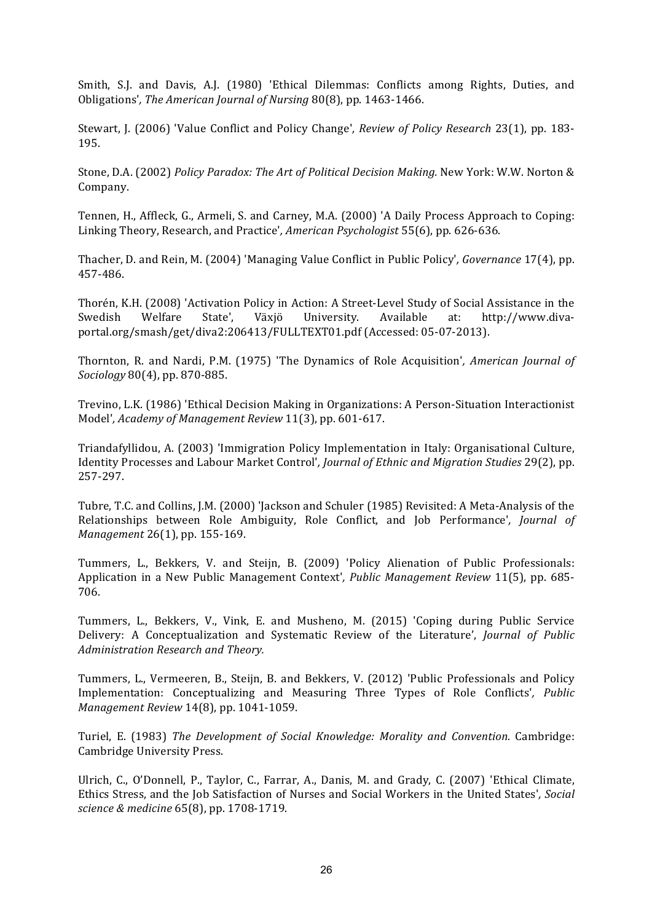Smith, S.J. and Davis, A.J. (1980) 'Ethical Dilemmas: Conflicts among Rights, Duties, and Obligations', *The American Journal of Nursing* 80(8), pp. 1463-1466.

Stewart, J. (2006) 'Value Conflict and Policy Change', *Review of Policy Research* 23(1), pp. 183-195.

Stone, D.A. (2002) *Policy Paradox: The Art of Political Decision Making.* New York: W.W. Norton & Company.

Tennen, H., Affleck, G., Armeli, S. and Carney, M.A. (2000) 'A Daily Process Approach to Coping: Linking Theory, Research, and Practice', *American Psychologist* 55(6), pp. 626-636.

Thacher, D. and Rein, M. (2004) 'Managing Value Conflict in Public Policy', *Governance* 17(4), pp. 457-486.

Thorén, K.H. (2008) 'Activation Policy in Action: A Street-Level Study of Social Assistance in the Swedish Welfare State', Växjö University. Available at: http://www.diva-portal.org/smash/get/diva2:206413/FULLTEXT01.pdf (Accessed: 05-07-2013).

Thornton, R. and Nardi, P.M. (1975) 'The Dynamics of Role Acquisition', *American Journal of Sociology* 80(4), pp. 870-885.

Trevino, L.K. (1986) 'Ethical Decision Making in Organizations: A Person-Situation Interactionist Model', *Academy of Management Review* 11(3), pp. 601-617.

Triandafyllidou, A. (2003) 'Immigration Policy Implementation in Italy: Organisational Culture, Identity Processes and Labour Market Control', *Journal of Ethnic and Migration Studies* 29(2), pp. 257-297.

Tubre, T.C. and Collins, J.M. (2000) 'Jackson and Schuler (1985) Revisited: A Meta-Analysis of the Relationships between Role Ambiguity, Role Conflict, and Job Performance', *Journal of Management* 26(1), pp. 155-169.

Tummers, L., Bekkers, V. and Steijn, B. (2009) 'Policy Alienation of Public Professionals: Application in a New Public Management Context', *Public Management Review* 11(5), pp. 685-706.

Tummers, L., Bekkers, V., Vink, E. and Musheno, M. (2015) 'Coping during Public Service Delivery: A Conceptualization and Systematic Review of the Literature', *Journal of Public Administration Research and Theory.*

Tummers, L., Vermeeren, B., Steijn, B. and Bekkers, V. (2012) 'Public Professionals and Policy Implementation: Conceptualizing and Measuring Three Types of Role Conflicts', *Public Management Review* 14(8), pp. 1041-1059.

Turiel, E. (1983) *The Development of Social Knowledge: Morality and Convention.* Cambridge: Cambridge University Press.

Ulrich, C., O'Donnell, P., Taylor, C., Farrar, A., Danis, M. and Grady, C. (2007) 'Ethical Climate, Ethics Stress, and the Job Satisfaction of Nurses and Social Workers in the United States', *Social science & medicine* 65(8), pp. 1708-1719.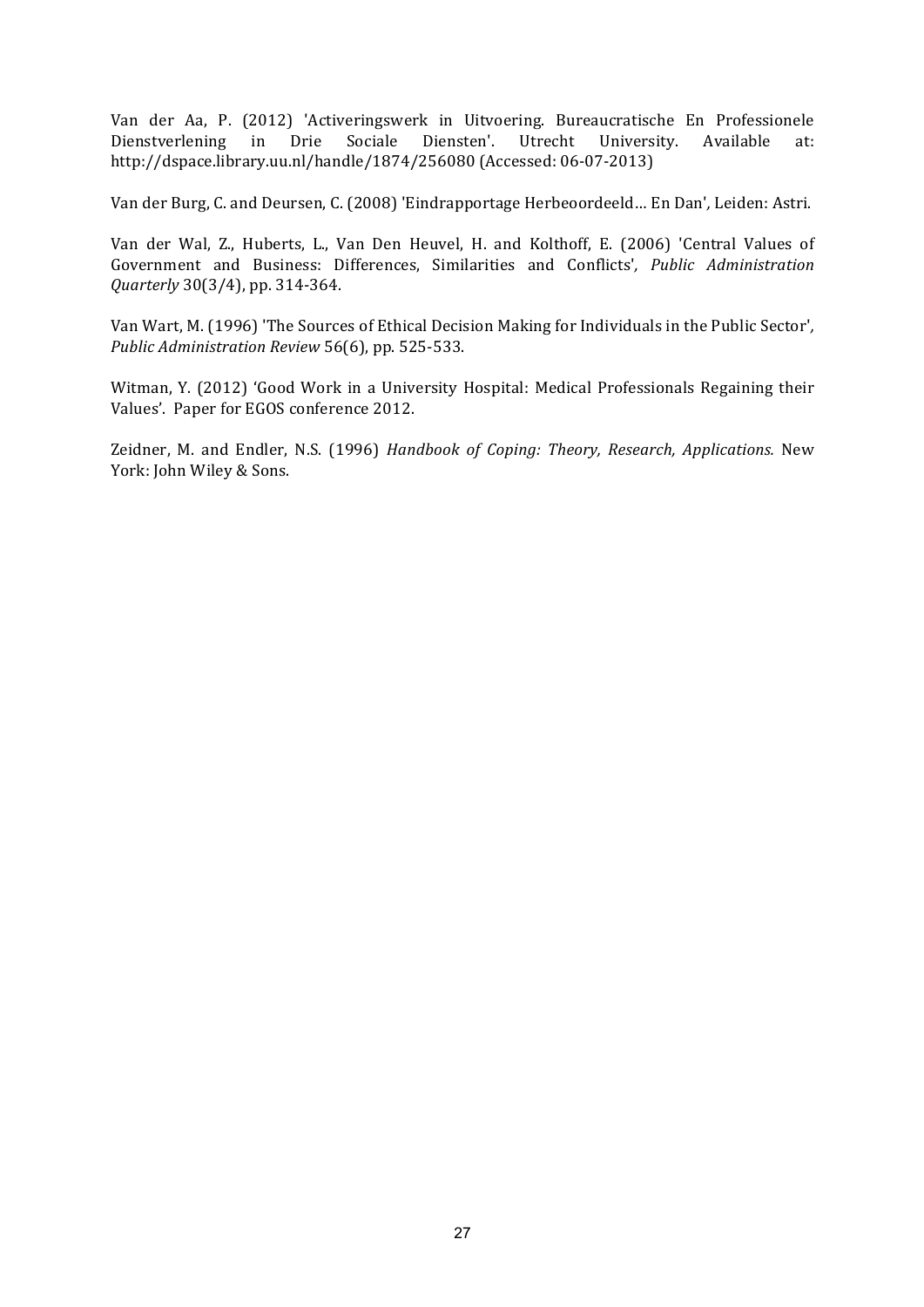Van der Aa, P. (2012) 'Activeringswerk in Uitvoering. Bureaucratische En Professionele Dienstverlening in Drie Sociale Diensten'. Utrecht University. Available at: http://dspace.library.uu.nl/handle/1874/256080 (Accessed: 06-07-2013)

Van der Burg, C. and Deursen, C. (2008) 'Eindrapportage Herbeoordeeld… En Dan', Leiden: Astri.

Van der Wal, Z., Huberts, L., Van Den Heuvel, H. and Kolthoff, E. (2006) 'Central Values of Government and Business: Differences, Similarities and Conflicts', *Public Administration Quarterly* 30(3/4), pp. 314-364.

Van Wart, M. (1996) 'The Sources of Ethical Decision Making for Individuals in the Public Sector', *Public Administration Review* 56(6), pp. 525-533.

Witman, Y. (2012) 'Good Work in a University Hospital: Medical Professionals Regaining their Values'. Paper for EGOS conference 2012.

Zeidner, M. and Endler, N.S. (1996) *Handbook of Coping: Theory, Research, Applications.* New York: John Wiley & Sons.